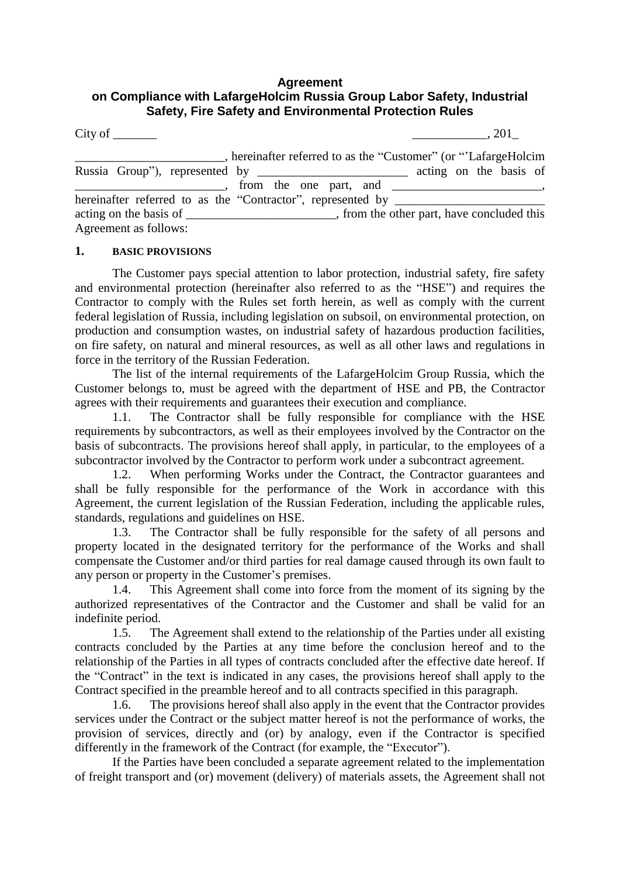# Agreement
## on Compliance with LafargeHolcim Russia Group Labor Safety, Industrial Safety, Fire Safety and Environmental Protection Rules

City of _______ ____________, 201_

________________________, hereinafter referred to as the "Customer" (or "'LafargeHolcim Russia Group"), represented by ________________________ acting on the basis of ________________________, from the one part, and ________________________, hereinafter referred to as the "Contractor", represented by ________________________ acting on the basis of ________________________, from the other part, have concluded this Agreement as follows:

**1. BASIC PROVISIONS**

The Customer pays special attention to labor protection, industrial safety, fire safety and environmental protection (hereinafter also referred to as the "HSE") and requires the Contractor to comply with the Rules set forth herein, as well as comply with the current federal legislation of Russia, including legislation on subsoil, on environmental protection, on production and consumption wastes, on industrial safety of hazardous production facilities, on fire safety, on natural and mineral resources, as well as all other laws and regulations in force in the territory of the Russian Federation.

The list of the internal requirements of the LafargeHolcim Group Russia, which the Customer belongs to, must be agreed with the department of HSE and PB, the Contractor agrees with their requirements and guarantees their execution and compliance.

1.1. The Contractor shall be fully responsible for compliance with the HSE requirements by subcontractors, as well as their employees involved by the Contractor on the basis of subcontracts. The provisions hereof shall apply, in particular, to the employees of a subcontractor involved by the Contractor to perform work under a subcontract agreement.

1.2. When performing Works under the Contract, the Contractor guarantees and shall be fully responsible for the performance of the Work in accordance with this Agreement, the current legislation of the Russian Federation, including the applicable rules, standards, regulations and guidelines on HSE.

1.3. The Contractor shall be fully responsible for the safety of all persons and property located in the designated territory for the performance of the Works and shall compensate the Customer and/or third parties for real damage caused through its own fault to any person or property in the Customer's premises.

1.4. This Agreement shall come into force from the moment of its signing by the authorized representatives of the Contractor and the Customer and shall be valid for an indefinite period.

1.5. The Agreement shall extend to the relationship of the Parties under all existing contracts concluded by the Parties at any time before the conclusion hereof and to the relationship of the Parties in all types of contracts concluded after the effective date hereof. If the "Contract" in the text is indicated in any cases, the provisions hereof shall apply to the Contract specified in the preamble hereof and to all contracts specified in this paragraph.

1.6. The provisions hereof shall also apply in the event that the Contractor provides services under the Contract or the subject matter hereof is not the performance of works, the provision of services, directly and (or) by analogy, even if the Contractor is specified differently in the framework of the Contract (for example, the "Executor").

If the Parties have been concluded a separate agreement related to the implementation of freight transport and (or) movement (delivery) of materials assets, the Agreement shall not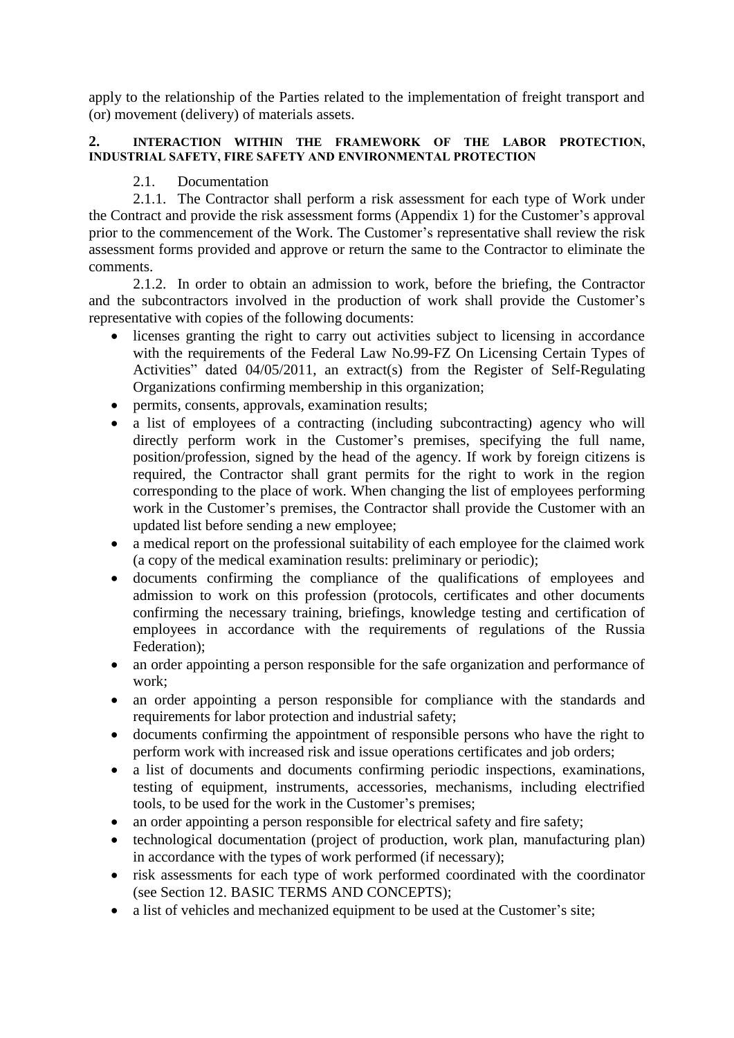apply to the relationship of the Parties related to the implementation of freight transport and (or) movement (delivery) of materials assets.

## 2. INTERACTION WITHIN THE FRAMEWORK OF THE LABOR PROTECTION, INDUSTRIAL SAFETY, FIRE SAFETY AND ENVIRONMENTAL PROTECTION

2.1. Documentation

2.1.1. The Contractor shall perform a risk assessment for each type of Work under the Contract and provide the risk assessment forms (Appendix 1) for the Customer's approval prior to the commencement of the Work. The Customer's representative shall review the risk assessment forms provided and approve or return the same to the Contractor to eliminate the comments.

2.1.2. In order to obtain an admission to work, before the briefing, the Contractor and the subcontractors involved in the production of work shall provide the Customer's representative with copies of the following documents:

- licenses granting the right to carry out activities subject to licensing in accordance with the requirements of the Federal Law No.99-FZ On Licensing Certain Types of Activities" dated 04/05/2011, an extract(s) from the Register of Self-Regulating Organizations confirming membership in this organization;
- permits, consents, approvals, examination results;
- a list of employees of a contracting (including subcontracting) agency who will directly perform work in the Customer's premises, specifying the full name, position/profession, signed by the head of the agency. If work by foreign citizens is required, the Contractor shall grant permits for the right to work in the region corresponding to the place of work. When changing the list of employees performing work in the Customer's premises, the Contractor shall provide the Customer with an updated list before sending a new employee;
- a medical report on the professional suitability of each employee for the claimed work (a copy of the medical examination results: preliminary or periodic);
- documents confirming the compliance of the qualifications of employees and admission to work on this profession (protocols, certificates and other documents confirming the necessary training, briefings, knowledge testing and certification of employees in accordance with the requirements of regulations of the Russia Federation);
- an order appointing a person responsible for the safe organization and performance of work;
- an order appointing a person responsible for compliance with the standards and requirements for labor protection and industrial safety;
- documents confirming the appointment of responsible persons who have the right to perform work with increased risk and issue operations certificates and job orders;
- a list of documents and documents confirming periodic inspections, examinations, testing of equipment, instruments, accessories, mechanisms, including electrified tools, to be used for the work in the Customer's premises;
- an order appointing a person responsible for electrical safety and fire safety;
- technological documentation (project of production, work plan, manufacturing plan) in accordance with the types of work performed (if necessary);
- risk assessments for each type of work performed coordinated with the coordinator (see Section 12. BASIC TERMS AND CONCEPTS);
- a list of vehicles and mechanized equipment to be used at the Customer's site;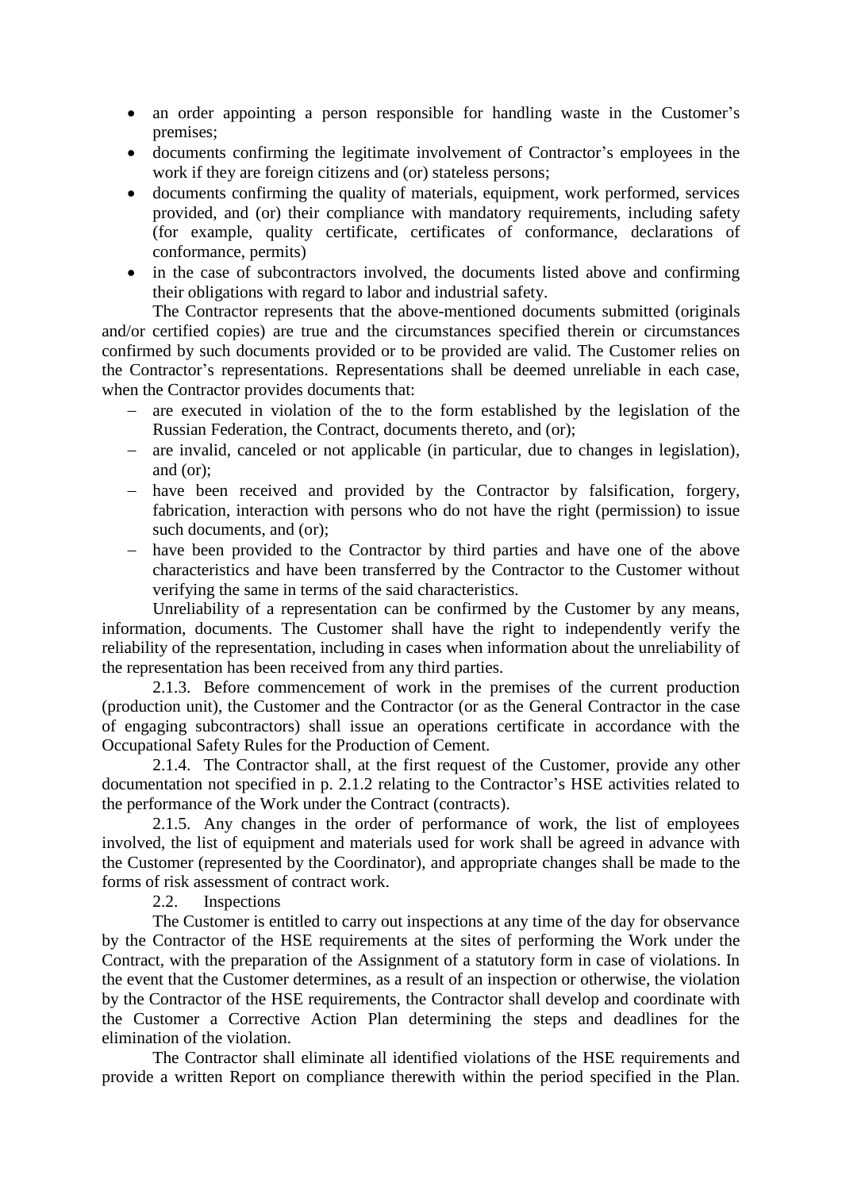- an order appointing a person responsible for handling waste in the Customer's premises;
- documents confirming the legitimate involvement of Contractor's employees in the work if they are foreign citizens and (or) stateless persons;
- documents confirming the quality of materials, equipment, work performed, services provided, and (or) their compliance with mandatory requirements, including safety (for example, quality certificate, certificates of conformance, declarations of conformance, permits)
- in the case of subcontractors involved, the documents listed above and confirming their obligations with regard to labor and industrial safety.

The Contractor represents that the above-mentioned documents submitted (originals and/or certified copies) are true and the circumstances specified therein or circumstances confirmed by such documents provided or to be provided are valid. The Customer relies on the Contractor's representations. Representations shall be deemed unreliable in each case, when the Contractor provides documents that:

- are executed in violation of the to the form established by the legislation of the Russian Federation, the Contract, documents thereto, and (or);
- are invalid, canceled or not applicable (in particular, due to changes in legislation), and (or);
- have been received and provided by the Contractor by falsification, forgery, fabrication, interaction with persons who do not have the right (permission) to issue such documents, and (or);
- have been provided to the Contractor by third parties and have one of the above characteristics and have been transferred by the Contractor to the Customer without verifying the same in terms of the said characteristics.

Unreliability of a representation can be confirmed by the Customer by any means, information, documents. The Customer shall have the right to independently verify the reliability of the representation, including in cases when information about the unreliability of the representation has been received from any third parties.

2.1.3. Before commencement of work in the premises of the current production (production unit), the Customer and the Contractor (or as the General Contractor in the case of engaging subcontractors) shall issue an operations certificate in accordance with the Occupational Safety Rules for the Production of Cement.

2.1.4. The Contractor shall, at the first request of the Customer, provide any other documentation not specified in p. 2.1.2 relating to the Contractor's HSE activities related to the performance of the Work under the Contract (contracts).

2.1.5. Any changes in the order of performance of work, the list of employees involved, the list of equipment and materials used for work shall be agreed in advance with the Customer (represented by the Coordinator), and appropriate changes shall be made to the forms of risk assessment of contract work.

2.2. Inspections

The Customer is entitled to carry out inspections at any time of the day for observance by the Contractor of the HSE requirements at the sites of performing the Work under the Contract, with the preparation of the Assignment of a statutory form in case of violations. In the event that the Customer determines, as a result of an inspection or otherwise, the violation by the Contractor of the HSE requirements, the Contractor shall develop and coordinate with the Customer a Corrective Action Plan determining the steps and deadlines for the elimination of the violation.

The Contractor shall eliminate all identified violations of the HSE requirements and provide a written Report on compliance therewith within the period specified in the Plan.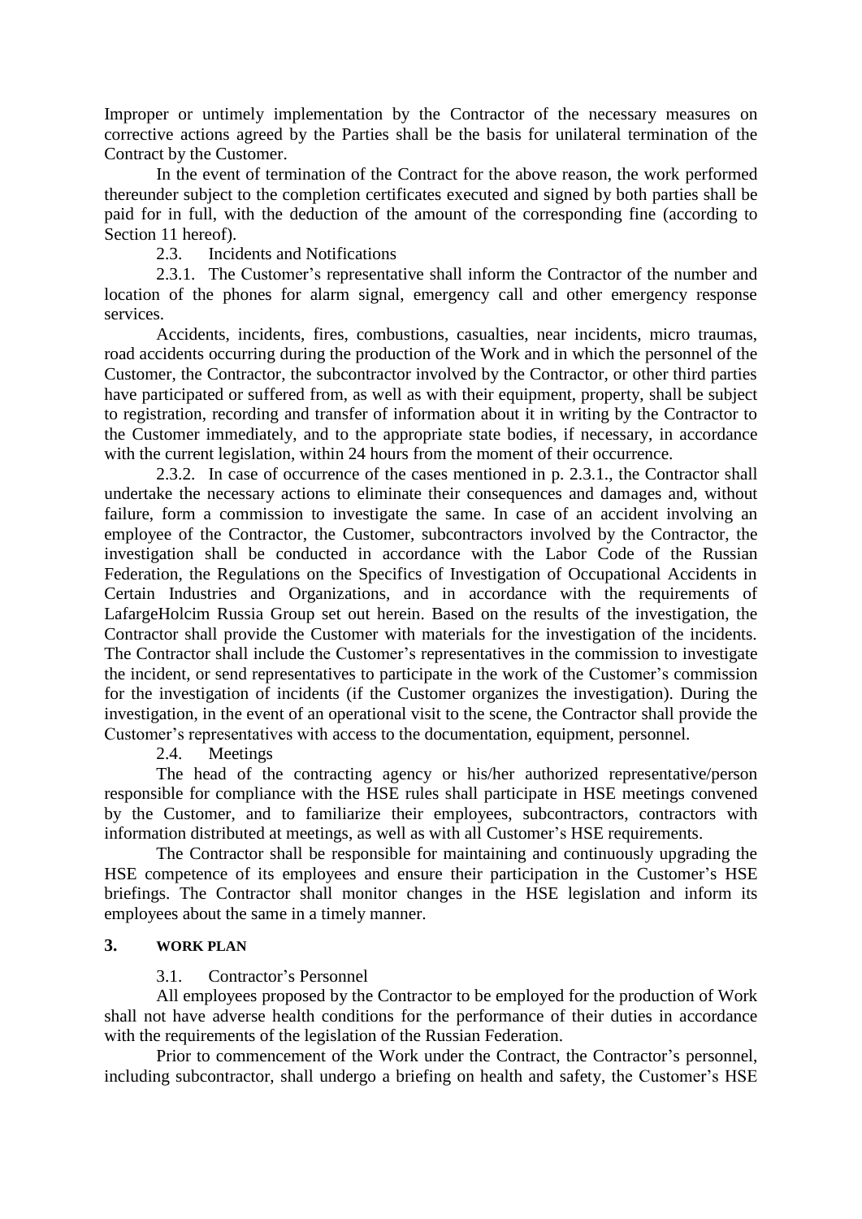Improper or untimely implementation by the Contractor of the necessary measures on corrective actions agreed by the Parties shall be the basis for unilateral termination of the Contract by the Customer.

In the event of termination of the Contract for the above reason, the work performed thereunder subject to the completion certificates executed and signed by both parties shall be paid for in full, with the deduction of the amount of the corresponding fine (according to Section 11 hereof).

2.3. Incidents and Notifications

2.3.1. The Customer's representative shall inform the Contractor of the number and location of the phones for alarm signal, emergency call and other emergency response services.

Accidents, incidents, fires, combustions, casualties, near incidents, micro traumas, road accidents occurring during the production of the Work and in which the personnel of the Customer, the Contractor, the subcontractor involved by the Contractor, or other third parties have participated or suffered from, as well as with their equipment, property, shall be subject to registration, recording and transfer of information about it in writing by the Contractor to the Customer immediately, and to the appropriate state bodies, if necessary, in accordance with the current legislation, within 24 hours from the moment of their occurrence.

2.3.2. In case of occurrence of the cases mentioned in p. 2.3.1., the Contractor shall undertake the necessary actions to eliminate their consequences and damages and, without failure, form a commission to investigate the same. In case of an accident involving an employee of the Contractor, the Customer, subcontractors involved by the Contractor, the investigation shall be conducted in accordance with the Labor Code of the Russian Federation, the Regulations on the Specifics of Investigation of Occupational Accidents in Certain Industries and Organizations, and in accordance with the requirements of LafargeHolcim Russia Group set out herein. Based on the results of the investigation, the Contractor shall provide the Customer with materials for the investigation of the incidents. The Contractor shall include the Customer's representatives in the commission to investigate the incident, or send representatives to participate in the work of the Customer's commission for the investigation of incidents (if the Customer organizes the investigation). During the investigation, in the event of an operational visit to the scene, the Contractor shall provide the Customer's representatives with access to the documentation, equipment, personnel.

2.4. Meetings

The head of the contracting agency or his/her authorized representative/person responsible for compliance with the HSE rules shall participate in HSE meetings convened by the Customer, and to familiarize their employees, subcontractors, contractors with information distributed at meetings, as well as with all Customer's HSE requirements.

The Contractor shall be responsible for maintaining and continuously upgrading the HSE competence of its employees and ensure their participation in the Customer's HSE briefings. The Contractor shall monitor changes in the HSE legislation and inform its employees about the same in a timely manner.

## 3. WORK PLAN

3.1. Contractor's Personnel

All employees proposed by the Contractor to be employed for the production of Work shall not have adverse health conditions for the performance of their duties in accordance with the requirements of the legislation of the Russian Federation.

Prior to commencement of the Work under the Contract, the Contractor's personnel, including subcontractor, shall undergo a briefing on health and safety, the Customer's HSE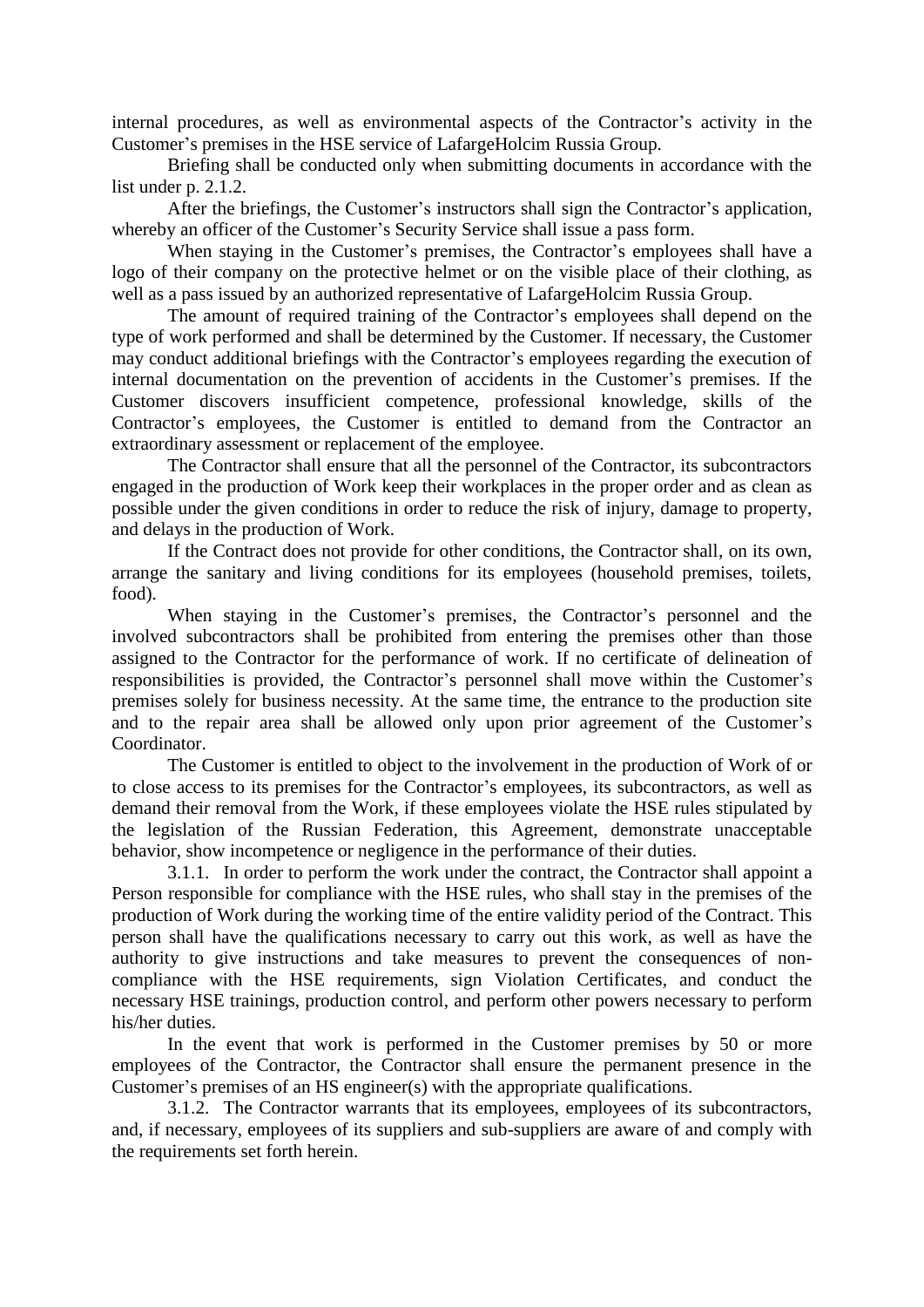internal procedures, as well as environmental aspects of the Contractor's activity in the Customer's premises in the HSE service of LafargeHolcim Russia Group.

Briefing shall be conducted only when submitting documents in accordance with the list under p. 2.1.2.

After the briefings, the Customer's instructors shall sign the Contractor's application, whereby an officer of the Customer's Security Service shall issue a pass form.

When staying in the Customer's premises, the Contractor's employees shall have a logo of their company on the protective helmet or on the visible place of their clothing, as well as a pass issued by an authorized representative of LafargeHolcim Russia Group.

The amount of required training of the Contractor's employees shall depend on the type of work performed and shall be determined by the Customer. If necessary, the Customer may conduct additional briefings with the Contractor's employees regarding the execution of internal documentation on the prevention of accidents in the Customer's premises. If the Customer discovers insufficient competence, professional knowledge, skills of the Contractor's employees, the Customer is entitled to demand from the Contractor an extraordinary assessment or replacement of the employee.

The Contractor shall ensure that all the personnel of the Contractor, its subcontractors engaged in the production of Work keep their workplaces in the proper order and as clean as possible under the given conditions in order to reduce the risk of injury, damage to property, and delays in the production of Work.

If the Contract does not provide for other conditions, the Contractor shall, on its own, arrange the sanitary and living conditions for its employees (household premises, toilets, food).

When staying in the Customer's premises, the Contractor's personnel and the involved subcontractors shall be prohibited from entering the premises other than those assigned to the Contractor for the performance of work. If no certificate of delineation of responsibilities is provided, the Contractor's personnel shall move within the Customer's premises solely for business necessity. At the same time, the entrance to the production site and to the repair area shall be allowed only upon prior agreement of the Customer's Coordinator.

The Customer is entitled to object to the involvement in the production of Work of or to close access to its premises for the Contractor's employees, its subcontractors, as well as demand their removal from the Work, if these employees violate the HSE rules stipulated by the legislation of the Russian Federation, this Agreement, demonstrate unacceptable behavior, show incompetence or negligence in the performance of their duties.

3.1.1. In order to perform the work under the contract, the Contractor shall appoint a Person responsible for compliance with the HSE rules, who shall stay in the premises of the production of Work during the working time of the entire validity period of the Contract. This person shall have the qualifications necessary to carry out this work, as well as have the authority to give instructions and take measures to prevent the consequences of non-compliance with the HSE requirements, sign Violation Certificates, and conduct the necessary HSE trainings, production control, and perform other powers necessary to perform his/her duties.

In the event that work is performed in the Customer premises by 50 or more employees of the Contractor, the Contractor shall ensure the permanent presence in the Customer's premises of an HS engineer(s) with the appropriate qualifications.

3.1.2. The Contractor warrants that its employees, employees of its subcontractors, and, if necessary, employees of its suppliers and sub-suppliers are aware of and comply with the requirements set forth herein.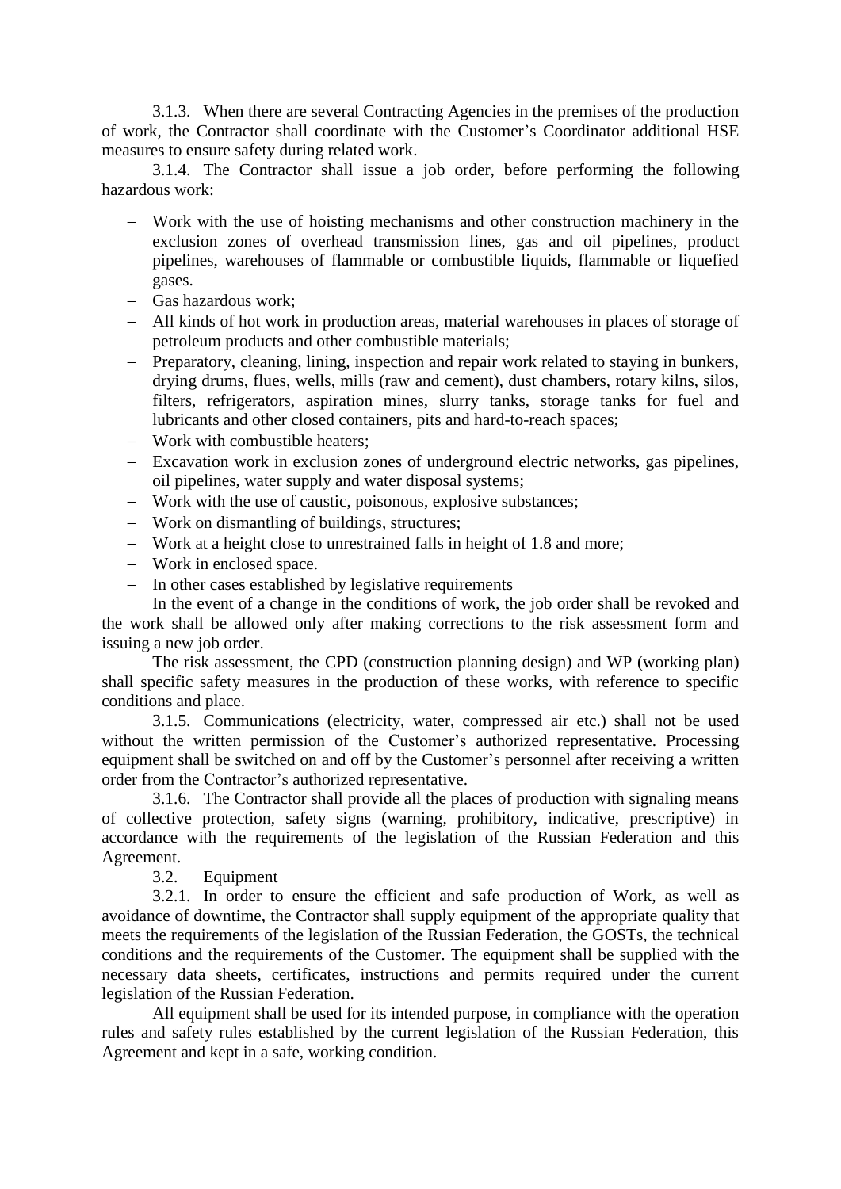3.1.3. When there are several Contracting Agencies in the premises of the production of work, the Contractor shall coordinate with the Customer's Coordinator additional HSE measures to ensure safety during related work.

3.1.4. The Contractor shall issue a job order, before performing the following hazardous work:

- Work with the use of hoisting mechanisms and other construction machinery in the exclusion zones of overhead transmission lines, gas and oil pipelines, product pipelines, warehouses of flammable or combustible liquids, flammable or liquefied gases.
- Gas hazardous work;
- All kinds of hot work in production areas, material warehouses in places of storage of petroleum products and other combustible materials;
- Preparatory, cleaning, lining, inspection and repair work related to staying in bunkers, drying drums, flues, wells, mills (raw and cement), dust chambers, rotary kilns, silos, filters, refrigerators, aspiration mines, slurry tanks, storage tanks for fuel and lubricants and other closed containers, pits and hard-to-reach spaces;
- Work with combustible heaters;
- Excavation work in exclusion zones of underground electric networks, gas pipelines, oil pipelines, water supply and water disposal systems;
- Work with the use of caustic, poisonous, explosive substances;
- Work on dismantling of buildings, structures;
- Work at a height close to unrestrained falls in height of 1.8 and more;
- Work in enclosed space.
- In other cases established by legislative requirements

In the event of a change in the conditions of work, the job order shall be revoked and the work shall be allowed only after making corrections to the risk assessment form and issuing a new job order.

The risk assessment, the CPD (construction planning design) and WP (working plan) shall specific safety measures in the production of these works, with reference to specific conditions and place.

3.1.5. Communications (electricity, water, compressed air etc.) shall not be used without the written permission of the Customer's authorized representative. Processing equipment shall be switched on and off by the Customer's personnel after receiving a written order from the Contractor's authorized representative.

3.1.6. The Contractor shall provide all the places of production with signaling means of collective protection, safety signs (warning, prohibitory, indicative, prescriptive) in accordance with the requirements of the legislation of the Russian Federation and this Agreement.

3.2. Equipment

3.2.1. In order to ensure the efficient and safe production of Work, as well as avoidance of downtime, the Contractor shall supply equipment of the appropriate quality that meets the requirements of the legislation of the Russian Federation, the GOSTs, the technical conditions and the requirements of the Customer. The equipment shall be supplied with the necessary data sheets, certificates, instructions and permits required under the current legislation of the Russian Federation.

All equipment shall be used for its intended purpose, in compliance with the operation rules and safety rules established by the current legislation of the Russian Federation, this Agreement and kept in a safe, working condition.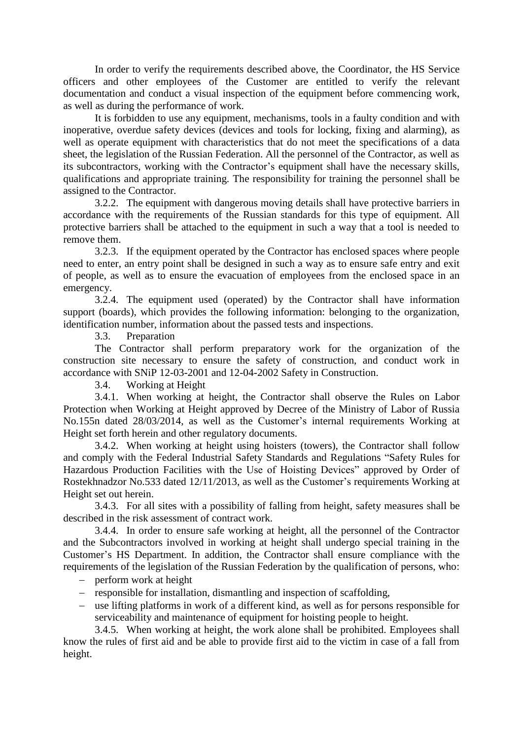In order to verify the requirements described above, the Coordinator, the HS Service officers and other employees of the Customer are entitled to verify the relevant documentation and conduct a visual inspection of the equipment before commencing work, as well as during the performance of work.

It is forbidden to use any equipment, mechanisms, tools in a faulty condition and with inoperative, overdue safety devices (devices and tools for locking, fixing and alarming), as well as operate equipment with characteristics that do not meet the specifications of a data sheet, the legislation of the Russian Federation. All the personnel of the Contractor, as well as its subcontractors, working with the Contractor's equipment shall have the necessary skills, qualifications and appropriate training. The responsibility for training the personnel shall be assigned to the Contractor.

3.2.2. The equipment with dangerous moving details shall have protective barriers in accordance with the requirements of the Russian standards for this type of equipment. All protective barriers shall be attached to the equipment in such a way that a tool is needed to remove them.

3.2.3. If the equipment operated by the Contractor has enclosed spaces where people need to enter, an entry point shall be designed in such a way as to ensure safe entry and exit of people, as well as to ensure the evacuation of employees from the enclosed space in an emergency.

3.2.4. The equipment used (operated) by the Contractor shall have information support (boards), which provides the following information: belonging to the organization, identification number, information about the passed tests and inspections.

3.3. Preparation

The Contractor shall perform preparatory work for the organization of the construction site necessary to ensure the safety of construction, and conduct work in accordance with SNiP 12-03-2001 and 12-04-2002 Safety in Construction.

3.4. Working at Height

3.4.1. When working at height, the Contractor shall observe the Rules on Labor Protection when Working at Height approved by Decree of the Ministry of Labor of Russia No.155n dated 28/03/2014, as well as the Customer's internal requirements Working at Height set forth herein and other regulatory documents.

3.4.2. When working at height using hoisters (towers), the Contractor shall follow and comply with the Federal Industrial Safety Standards and Regulations "Safety Rules for Hazardous Production Facilities with the Use of Hoisting Devices" approved by Order of Rostekhnadzor No.533 dated 12/11/2013, as well as the Customer's requirements Working at Height set out herein.

3.4.3. For all sites with a possibility of falling from height, safety measures shall be described in the risk assessment of contract work.

3.4.4. In order to ensure safe working at height, all the personnel of the Contractor and the Subcontractors involved in working at height shall undergo special training in the Customer's HS Department. In addition, the Contractor shall ensure compliance with the requirements of the legislation of the Russian Federation by the qualification of persons, who:

- perform work at height
- responsible for installation, dismantling and inspection of scaffolding,
- use lifting platforms in work of a different kind, as well as for persons responsible for serviceability and maintenance of equipment for hoisting people to height.

3.4.5. When working at height, the work alone shall be prohibited. Employees shall know the rules of first aid and be able to provide first aid to the victim in case of a fall from height.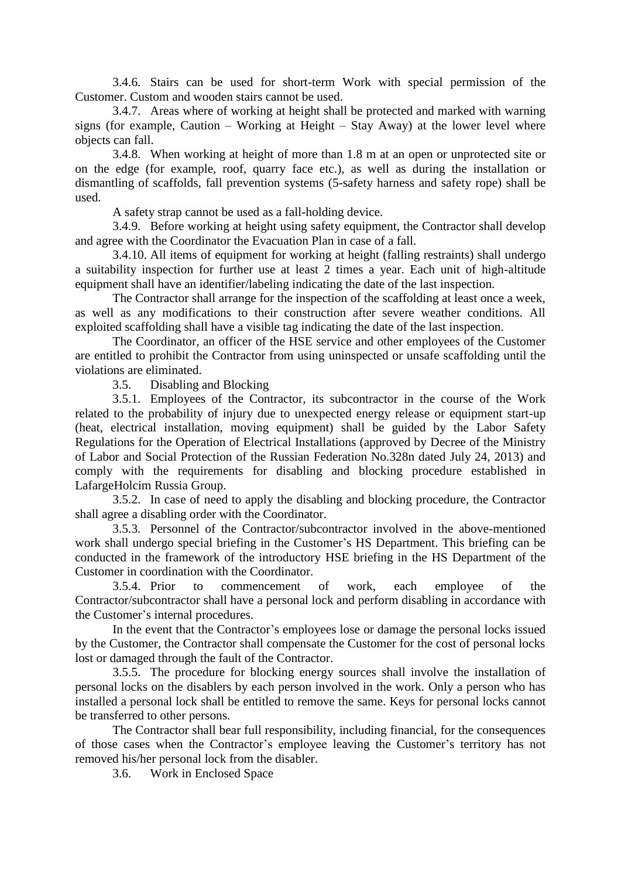3.4.6. Stairs can be used for short-term Work with special permission of the Customer. Custom and wooden stairs cannot be used.

3.4.7. Areas where of working at height shall be protected and marked with warning signs (for example, Caution – Working at Height – Stay Away) at the lower level where objects can fall.

3.4.8. When working at height of more than 1.8 m at an open or unprotected site or on the edge (for example, roof, quarry face etc.), as well as during the installation or dismantling of scaffolds, fall prevention systems (5-safety harness and safety rope) shall be used.

A safety strap cannot be used as a fall-holding device.

3.4.9. Before working at height using safety equipment, the Contractor shall develop and agree with the Coordinator the Evacuation Plan in case of a fall.

3.4.10. All items of equipment for working at height (falling restraints) shall undergo a suitability inspection for further use at least 2 times a year. Each unit of high-altitude equipment shall have an identifier/labeling indicating the date of the last inspection.

The Contractor shall arrange for the inspection of the scaffolding at least once a week, as well as any modifications to their construction after severe weather conditions. All exploited scaffolding shall have a visible tag indicating the date of the last inspection.

The Coordinator, an officer of the HSE service and other employees of the Customer are entitled to prohibit the Contractor from using uninspected or unsafe scaffolding until the violations are eliminated.

3.5. Disabling and Blocking

3.5.1. Employees of the Contractor, its subcontractor in the course of the Work related to the probability of injury due to unexpected energy release or equipment start-up (heat, electrical installation, moving equipment) shall be guided by the Labor Safety Regulations for the Operation of Electrical Installations (approved by Decree of the Ministry of Labor and Social Protection of the Russian Federation No.328n dated July 24, 2013) and comply with the requirements for disabling and blocking procedure established in LafargeHolcim Russia Group.

3.5.2. In case of need to apply the disabling and blocking procedure, the Contractor shall agree a disabling order with the Coordinator.

3.5.3. Personnel of the Contractor/subcontractor involved in the above-mentioned work shall undergo special briefing in the Customer's HS Department. This briefing can be conducted in the framework of the introductory HSE briefing in the HS Department of the Customer in coordination with the Coordinator.

3.5.4. Prior to commencement of work, each employee of the Contractor/subcontractor shall have a personal lock and perform disabling in accordance with the Customer's internal procedures.

In the event that the Contractor's employees lose or damage the personal locks issued by the Customer, the Contractor shall compensate the Customer for the cost of personal locks lost or damaged through the fault of the Contractor.

3.5.5. The procedure for blocking energy sources shall involve the installation of personal locks on the disablers by each person involved in the work. Only a person who has installed a personal lock shall be entitled to remove the same. Keys for personal locks cannot be transferred to other persons.

The Contractor shall bear full responsibility, including financial, for the consequences of those cases when the Contractor's employee leaving the Customer's territory has not removed his/her personal lock from the disabler.

3.6. Work in Enclosed Space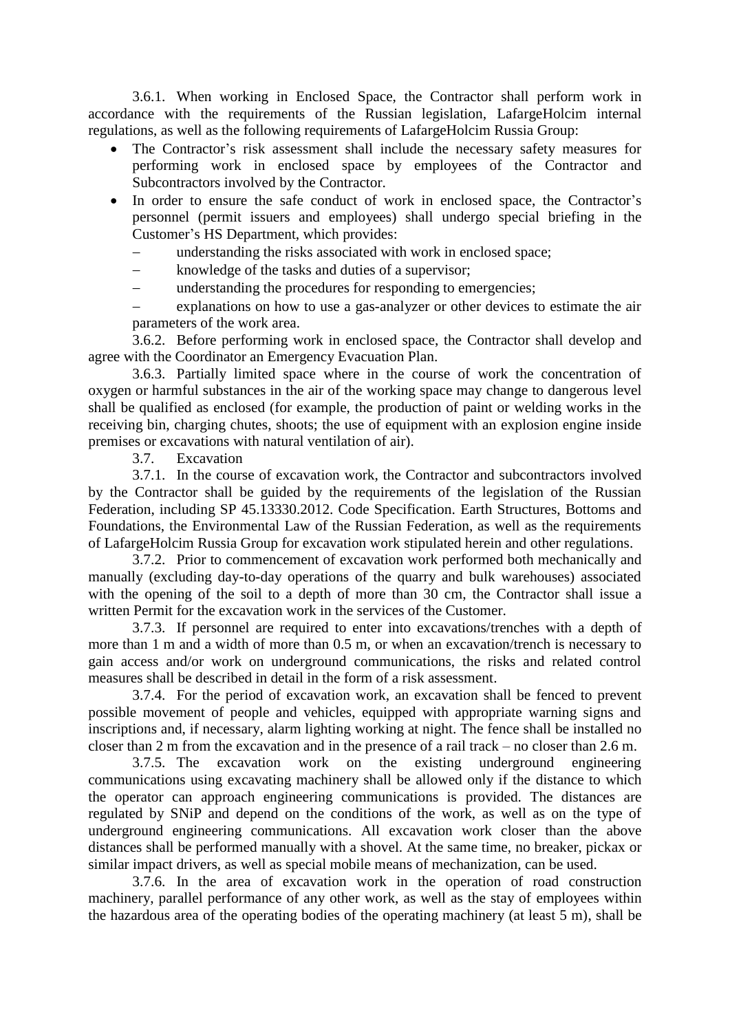3.6.1. When working in Enclosed Space, the Contractor shall perform work in accordance with the requirements of the Russian legislation, LafargeHolcim internal regulations, as well as the following requirements of LafargeHolcim Russia Group:

- The Contractor's risk assessment shall include the necessary safety measures for performing work in enclosed space by employees of the Contractor and Subcontractors involved by the Contractor.
- In order to ensure the safe conduct of work in enclosed space, the Contractor's personnel (permit issuers and employees) shall undergo special briefing in the Customer's HS Department, which provides:
  - understanding the risks associated with work in enclosed space;
  - knowledge of the tasks and duties of a supervisor;
  - understanding the procedures for responding to emergencies;
  - explanations on how to use a gas-analyzer or other devices to estimate the air parameters of the work area.

3.6.2. Before performing work in enclosed space, the Contractor shall develop and agree with the Coordinator an Emergency Evacuation Plan.

3.6.3. Partially limited space where in the course of work the concentration of oxygen or harmful substances in the air of the working space may change to dangerous level shall be qualified as enclosed (for example, the production of paint or welding works in the receiving bin, charging chutes, shoots; the use of equipment with an explosion engine inside premises or excavations with natural ventilation of air).

3.7. Excavation

3.7.1. In the course of excavation work, the Contractor and subcontractors involved by the Contractor shall be guided by the requirements of the legislation of the Russian Federation, including SP 45.13330.2012. Code Specification. Earth Structures, Bottoms and Foundations, the Environmental Law of the Russian Federation, as well as the requirements of LafargeHolcim Russia Group for excavation work stipulated herein and other regulations.

3.7.2. Prior to commencement of excavation work performed both mechanically and manually (excluding day-to-day operations of the quarry and bulk warehouses) associated with the opening of the soil to a depth of more than 30 cm, the Contractor shall issue a written Permit for the excavation work in the services of the Customer.

3.7.3. If personnel are required to enter into excavations/trenches with a depth of more than 1 m and a width of more than 0.5 m, or when an excavation/trench is necessary to gain access and/or work on underground communications, the risks and related control measures shall be described in detail in the form of a risk assessment.

3.7.4. For the period of excavation work, an excavation shall be fenced to prevent possible movement of people and vehicles, equipped with appropriate warning signs and inscriptions and, if necessary, alarm lighting working at night. The fence shall be installed no closer than 2 m from the excavation and in the presence of a rail track – no closer than 2.6 m.

3.7.5. The excavation work on the existing underground engineering communications using excavating machinery shall be allowed only if the distance to which the operator can approach engineering communications is provided. The distances are regulated by SNiP and depend on the conditions of the work, as well as on the type of underground engineering communications. All excavation work closer than the above distances shall be performed manually with a shovel. At the same time, no breaker, pickax or similar impact drivers, as well as special mobile means of mechanization, can be used.

3.7.6. In the area of excavation work in the operation of road construction machinery, parallel performance of any other work, as well as the stay of employees within the hazardous area of the operating bodies of the operating machinery (at least 5 m), shall be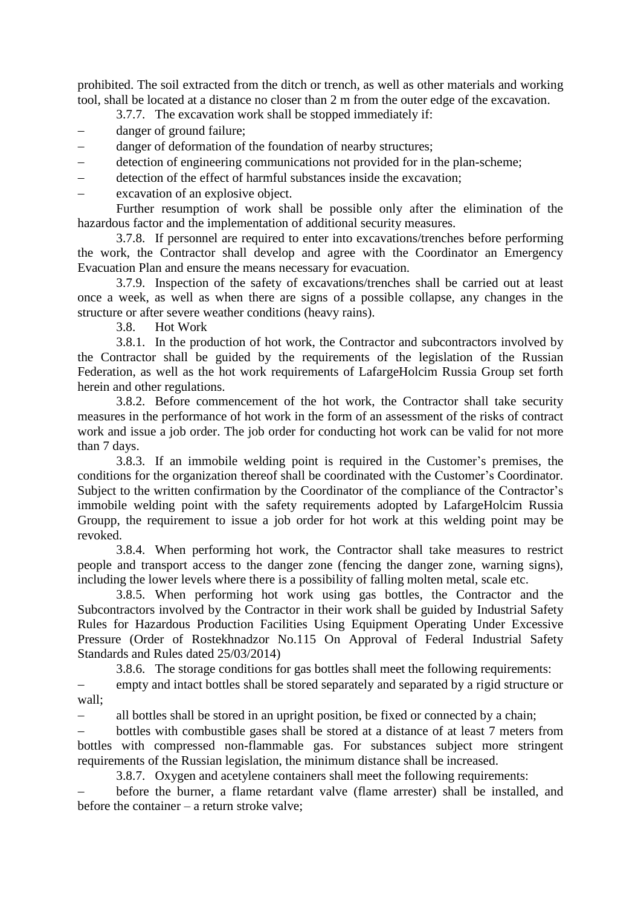prohibited. The soil extracted from the ditch or trench, as well as other materials and working tool, shall be located at a distance no closer than 2 m from the outer edge of the excavation.

3.7.7. The excavation work shall be stopped immediately if:

- danger of ground failure;
- danger of deformation of the foundation of nearby structures;
- detection of engineering communications not provided for in the plan-scheme;
- detection of the effect of harmful substances inside the excavation;
- excavation of an explosive object.

Further resumption of work shall be possible only after the elimination of the hazardous factor and the implementation of additional security measures.

3.7.8. If personnel are required to enter into excavations/trenches before performing the work, the Contractor shall develop and agree with the Coordinator an Emergency Evacuation Plan and ensure the means necessary for evacuation.

3.7.9. Inspection of the safety of excavations/trenches shall be carried out at least once a week, as well as when there are signs of a possible collapse, any changes in the structure or after severe weather conditions (heavy rains).

3.8. Hot Work

3.8.1. In the production of hot work, the Contractor and subcontractors involved by the Contractor shall be guided by the requirements of the legislation of the Russian Federation, as well as the hot work requirements of LafargeHolcim Russia Group set forth herein and other regulations.

3.8.2. Before commencement of the hot work, the Contractor shall take security measures in the performance of hot work in the form of an assessment of the risks of contract work and issue a job order. The job order for conducting hot work can be valid for not more than 7 days.

3.8.3. If an immobile welding point is required in the Customer's premises, the conditions for the organization thereof shall be coordinated with the Customer's Coordinator. Subject to the written confirmation by the Coordinator of the compliance of the Contractor's immobile welding point with the safety requirements adopted by LafargeHolcim Russia Groupp, the requirement to issue a job order for hot work at this welding point may be revoked.

3.8.4. When performing hot work, the Contractor shall take measures to restrict people and transport access to the danger zone (fencing the danger zone, warning signs), including the lower levels where there is a possibility of falling molten metal, scale etc.

3.8.5. When performing hot work using gas bottles, the Contractor and the Subcontractors involved by the Contractor in their work shall be guided by Industrial Safety Rules for Hazardous Production Facilities Using Equipment Operating Under Excessive Pressure (Order of Rostekhnadzor No.115 On Approval of Federal Industrial Safety Standards and Rules dated 25/03/2014)

3.8.6. The storage conditions for gas bottles shall meet the following requirements:

- empty and intact bottles shall be stored separately and separated by a rigid structure or wall;
- all bottles shall be stored in an upright position, be fixed or connected by a chain;
- bottles with combustible gases shall be stored at a distance of at least 7 meters from bottles with compressed non-flammable gas. For substances subject more stringent requirements of the Russian legislation, the minimum distance shall be increased.

3.8.7. Oxygen and acetylene containers shall meet the following requirements:

- before the burner, a flame retardant valve (flame arrester) shall be installed, and before the container – a return stroke valve;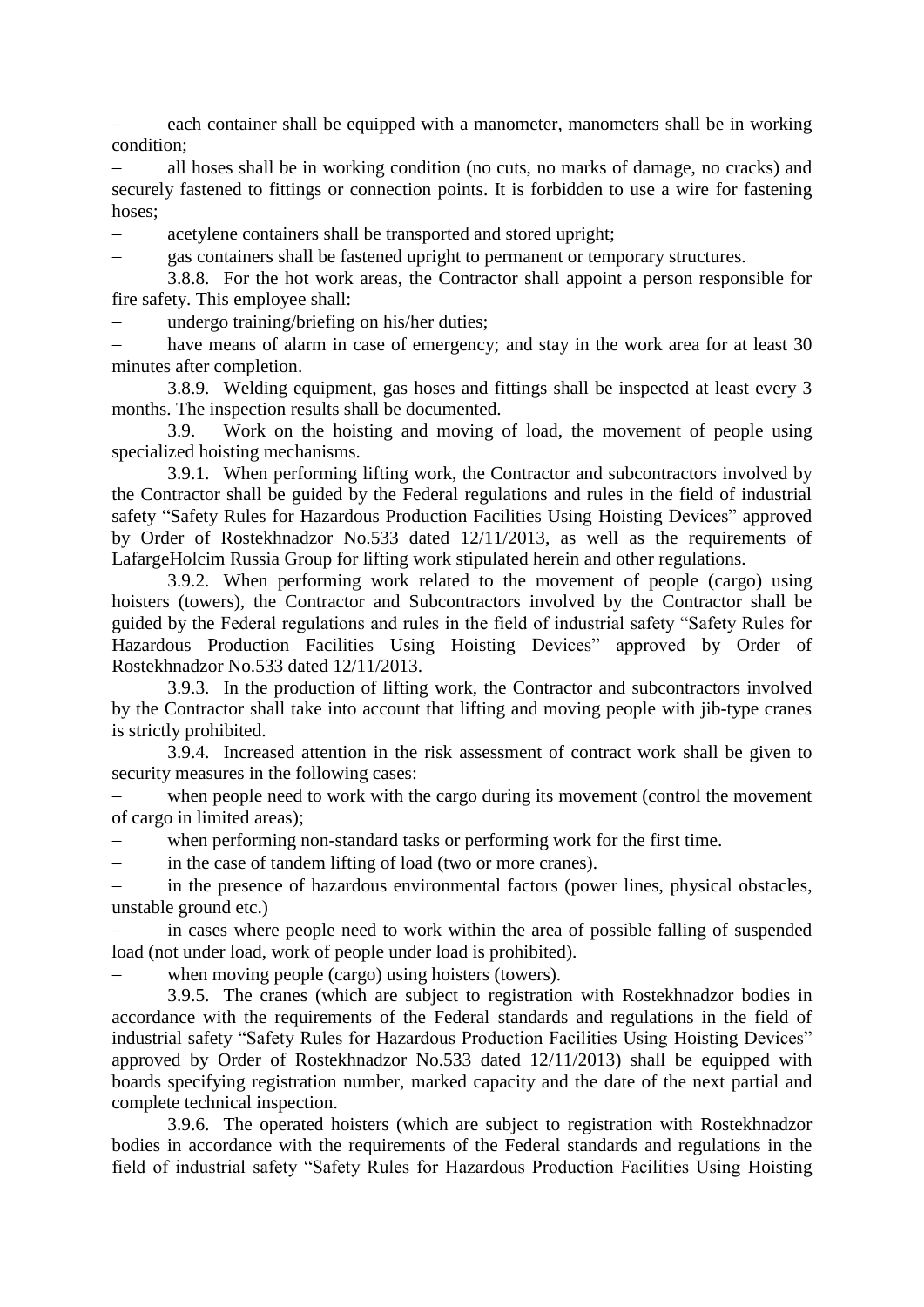– each container shall be equipped with a manometer, manometers shall be in working condition;

– all hoses shall be in working condition (no cuts, no marks of damage, no cracks) and securely fastened to fittings or connection points. It is forbidden to use a wire for fastening hoses;

– acetylene containers shall be transported and stored upright;

– gas containers shall be fastened upright to permanent or temporary structures.

3.8.8. For the hot work areas, the Contractor shall appoint a person responsible for fire safety. This employee shall:

– undergo training/briefing on his/her duties;

– have means of alarm in case of emergency; and stay in the work area for at least 30 minutes after completion.

3.8.9. Welding equipment, gas hoses and fittings shall be inspected at least every 3 months. The inspection results shall be documented.

3.9. Work on the hoisting and moving of load, the movement of people using specialized hoisting mechanisms.

3.9.1. When performing lifting work, the Contractor and subcontractors involved by the Contractor shall be guided by the Federal regulations and rules in the field of industrial safety "Safety Rules for Hazardous Production Facilities Using Hoisting Devices" approved by Order of Rostekhnadzor No.533 dated 12/11/2013, as well as the requirements of LafargeHolcim Russia Group for lifting work stipulated herein and other regulations.

3.9.2. When performing work related to the movement of people (cargo) using hoisters (towers), the Contractor and Subcontractors involved by the Contractor shall be guided by the Federal regulations and rules in the field of industrial safety "Safety Rules for Hazardous Production Facilities Using Hoisting Devices" approved by Order of Rostekhnadzor No.533 dated 12/11/2013.

3.9.3. In the production of lifting work, the Contractor and subcontractors involved by the Contractor shall take into account that lifting and moving people with jib-type cranes is strictly prohibited.

3.9.4. Increased attention in the risk assessment of contract work shall be given to security measures in the following cases:

– when people need to work with the cargo during its movement (control the movement of cargo in limited areas);

– when performing non-standard tasks or performing work for the first time.

– in the case of tandem lifting of load (two or more cranes).

– in the presence of hazardous environmental factors (power lines, physical obstacles, unstable ground etc.)

– in cases where people need to work within the area of possible falling of suspended load (not under load, work of people under load is prohibited).

– when moving people (cargo) using hoisters (towers).

3.9.5. The cranes (which are subject to registration with Rostekhnadzor bodies in accordance with the requirements of the Federal standards and regulations in the field of industrial safety "Safety Rules for Hazardous Production Facilities Using Hoisting Devices" approved by Order of Rostekhnadzor No.533 dated 12/11/2013) shall be equipped with boards specifying registration number, marked capacity and the date of the next partial and complete technical inspection.

3.9.6. The operated hoisters (which are subject to registration with Rostekhnadzor bodies in accordance with the requirements of the Federal standards and regulations in the field of industrial safety "Safety Rules for Hazardous Production Facilities Using Hoisting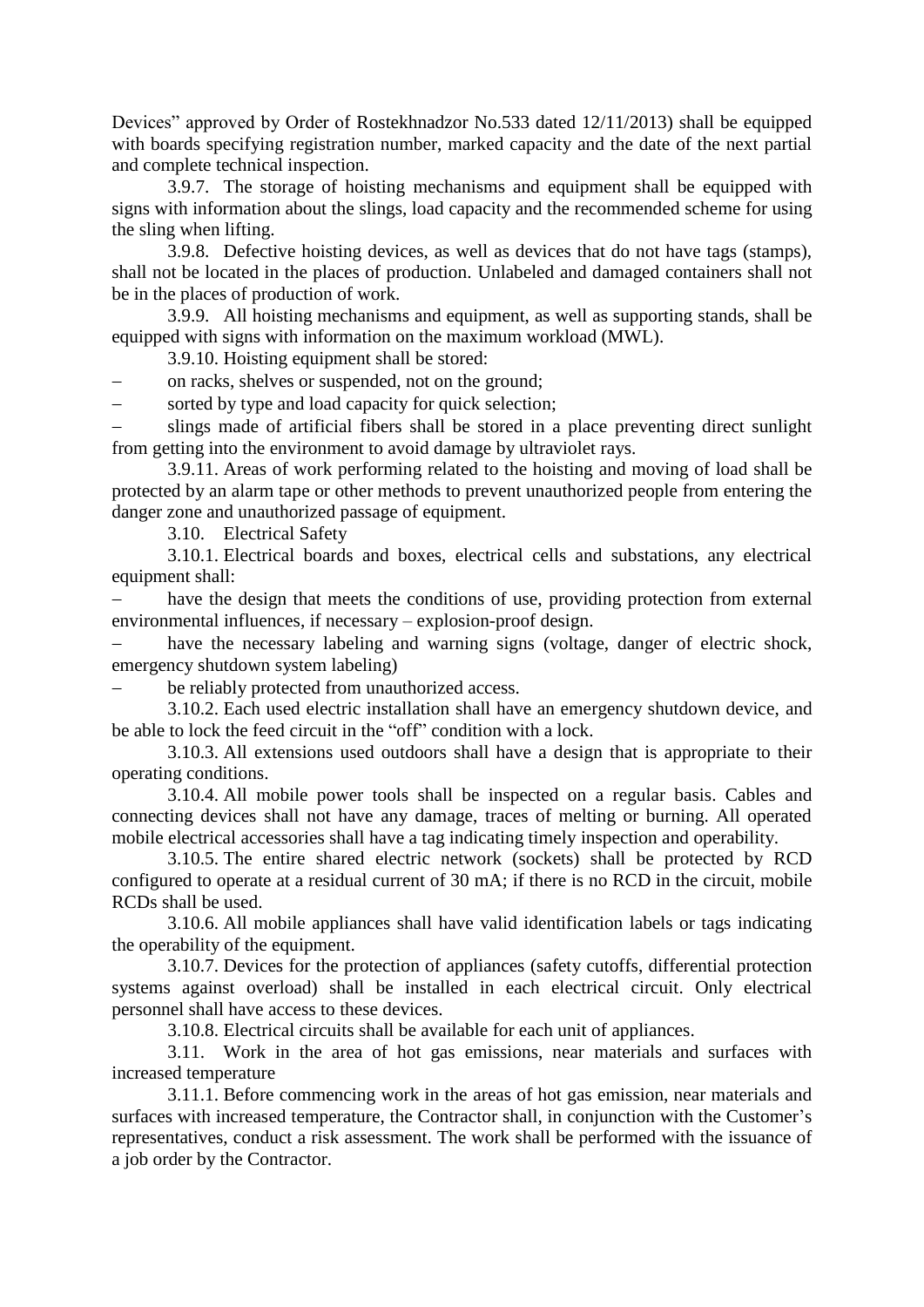Devices" approved by Order of Rostekhnadzor No.533 dated 12/11/2013) shall be equipped with boards specifying registration number, marked capacity and the date of the next partial and complete technical inspection.

3.9.7. The storage of hoisting mechanisms and equipment shall be equipped with signs with information about the slings, load capacity and the recommended scheme for using the sling when lifting.

3.9.8. Defective hoisting devices, as well as devices that do not have tags (stamps), shall not be located in the places of production. Unlabeled and damaged containers shall not be in the places of production of work.

3.9.9. All hoisting mechanisms and equipment, as well as supporting stands, shall be equipped with signs with information on the maximum workload (MWL).

3.9.10. Hoisting equipment shall be stored:

– on racks, shelves or suspended, not on the ground;
– sorted by type and load capacity for quick selection;
– slings made of artificial fibers shall be stored in a place preventing direct sunlight from getting into the environment to avoid damage by ultraviolet rays.

3.9.11. Areas of work performing related to the hoisting and moving of load shall be protected by an alarm tape or other methods to prevent unauthorized people from entering the danger zone and unauthorized passage of equipment.

3.10. Electrical Safety

3.10.1. Electrical boards and boxes, electrical cells and substations, any electrical equipment shall:

– have the design that meets the conditions of use, providing protection from external environmental influences, if necessary – explosion-proof design.
– have the necessary labeling and warning signs (voltage, danger of electric shock, emergency shutdown system labeling)
– be reliably protected from unauthorized access.

3.10.2. Each used electric installation shall have an emergency shutdown device, and be able to lock the feed circuit in the "off" condition with a lock.

3.10.3. All extensions used outdoors shall have a design that is appropriate to their operating conditions.

3.10.4. All mobile power tools shall be inspected on a regular basis. Cables and connecting devices shall not have any damage, traces of melting or burning. All operated mobile electrical accessories shall have a tag indicating timely inspection and operability.

3.10.5. The entire shared electric network (sockets) shall be protected by RCD configured to operate at a residual current of 30 mA; if there is no RCD in the circuit, mobile RCDs shall be used.

3.10.6. All mobile appliances shall have valid identification labels or tags indicating the operability of the equipment.

3.10.7. Devices for the protection of appliances (safety cutoffs, differential protection systems against overload) shall be installed in each electrical circuit. Only electrical personnel shall have access to these devices.

3.10.8. Electrical circuits shall be available for each unit of appliances.

3.11. Work in the area of hot gas emissions, near materials and surfaces with increased temperature

3.11.1. Before commencing work in the areas of hot gas emission, near materials and surfaces with increased temperature, the Contractor shall, in conjunction with the Customer's representatives, conduct a risk assessment. The work shall be performed with the issuance of a job order by the Contractor.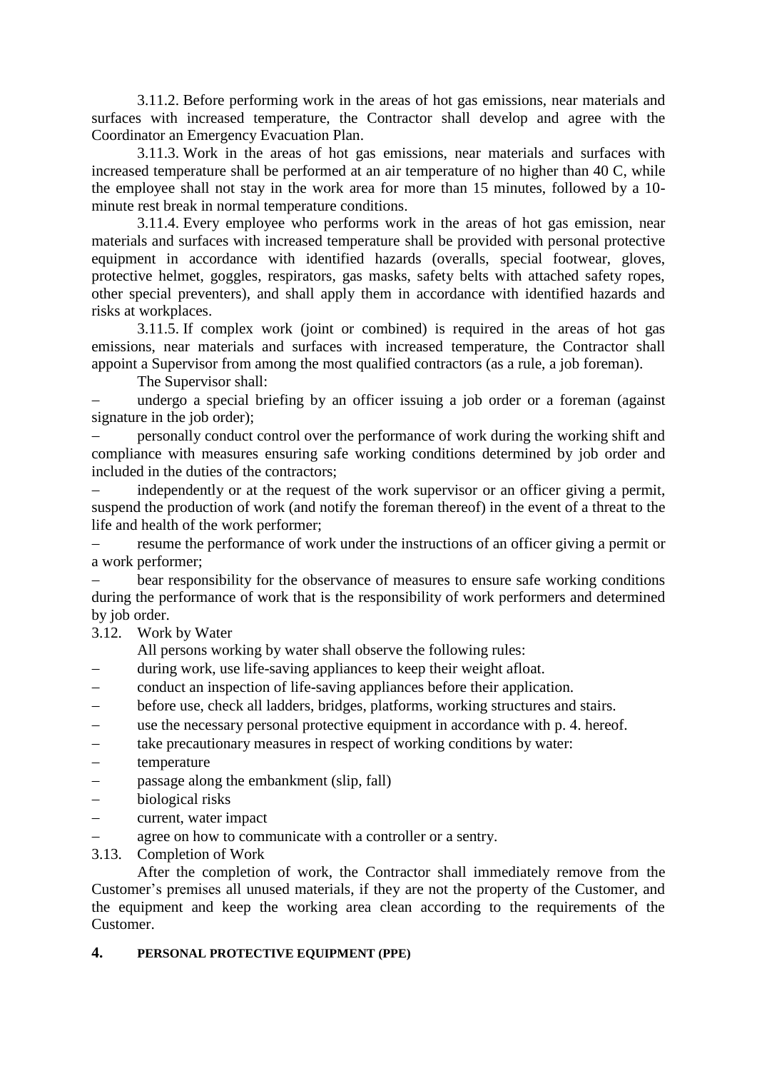3.11.2. Before performing work in the areas of hot gas emissions, near materials and surfaces with increased temperature, the Contractor shall develop and agree with the Coordinator an Emergency Evacuation Plan.

3.11.3. Work in the areas of hot gas emissions, near materials and surfaces with increased temperature shall be performed at an air temperature of no higher than 40 C, while the employee shall not stay in the work area for more than 15 minutes, followed by a 10-minute rest break in normal temperature conditions.

3.11.4. Every employee who performs work in the areas of hot gas emission, near materials and surfaces with increased temperature shall be provided with personal protective equipment in accordance with identified hazards (overalls, special footwear, gloves, protective helmet, goggles, respirators, gas masks, safety belts with attached safety ropes, other special preventers), and shall apply them in accordance with identified hazards and risks at workplaces.

3.11.5. If complex work (joint or combined) is required in the areas of hot gas emissions, near materials and surfaces with increased temperature, the Contractor shall appoint a Supervisor from among the most qualified contractors (as a rule, a job foreman).

The Supervisor shall:

– undergo a special briefing by an officer issuing a job order or a foreman (against signature in the job order);
– personally conduct control over the performance of work during the working shift and compliance with measures ensuring safe working conditions determined by job order and included in the duties of the contractors;
– independently or at the request of the work supervisor or an officer giving a permit, suspend the production of work (and notify the foreman thereof) in the event of a threat to the life and health of the work performer;
– resume the performance of work under the instructions of an officer giving a permit or a work performer;
– bear responsibility for the observance of measures to ensure safe working conditions during the performance of work that is the responsibility of work performers and determined by job order.

3.12. Work by Water

All persons working by water shall observe the following rules:

– during work, use life-saving appliances to keep their weight afloat.
– conduct an inspection of life-saving appliances before their application.
– before use, check all ladders, bridges, platforms, working structures and stairs.
– use the necessary personal protective equipment in accordance with p. 4. hereof.
– take precautionary measures in respect of working conditions by water:
– temperature
– passage along the embankment (slip, fall)
– biological risks
– current, water impact
– agree on how to communicate with a controller or a sentry.

3.13. Completion of Work

After the completion of work, the Contractor shall immediately remove from the Customer's premises all unused materials, if they are not the property of the Customer, and the equipment and keep the working area clean according to the requirements of the Customer.

## 4. PERSONAL PROTECTIVE EQUIPMENT (PPE)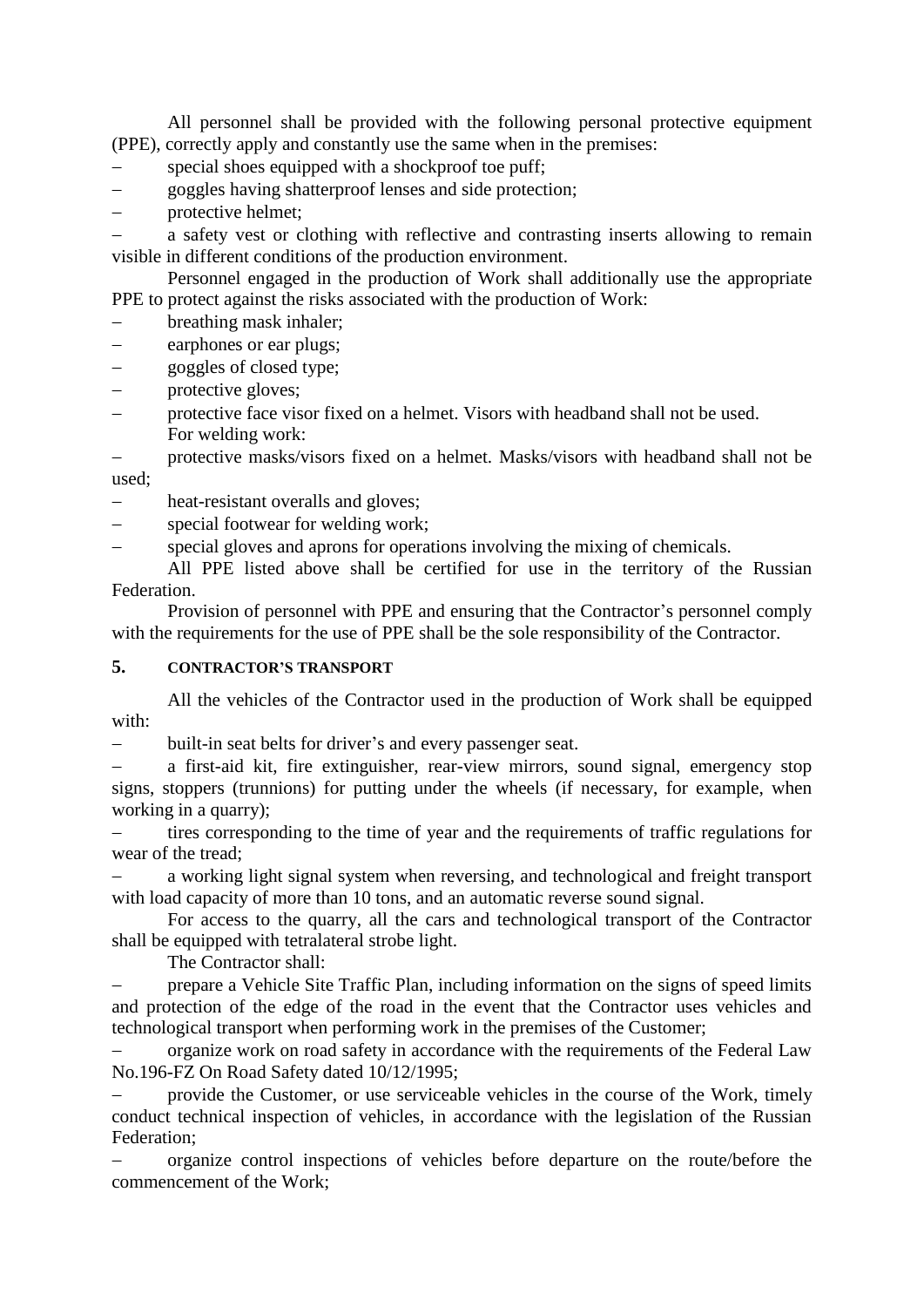All personnel shall be provided with the following personal protective equipment (PPE), correctly apply and constantly use the same when in the premises:

- special shoes equipped with a shockproof toe puff;
- goggles having shatterproof lenses and side protection;
- protective helmet;
- a safety vest or clothing with reflective and contrasting inserts allowing to remain visible in different conditions of the production environment.

Personnel engaged in the production of Work shall additionally use the appropriate PPE to protect against the risks associated with the production of Work:

- breathing mask inhaler;
- earphones or ear plugs;
- goggles of closed type;
- protective gloves;
- protective face visor fixed on a helmet. Visors with headband shall not be used.

For welding work:

- protective masks/visors fixed on a helmet. Masks/visors with headband shall not be used;
- heat-resistant overalls and gloves;
- special footwear for welding work;
- special gloves and aprons for operations involving the mixing of chemicals.

All PPE listed above shall be certified for use in the territory of the Russian Federation.

Provision of personnel with PPE and ensuring that the Contractor's personnel comply with the requirements for the use of PPE shall be the sole responsibility of the Contractor.

## 5. CONTRACTOR'S TRANSPORT

All the vehicles of the Contractor used in the production of Work shall be equipped with:

- built-in seat belts for driver's and every passenger seat.
- a first-aid kit, fire extinguisher, rear-view mirrors, sound signal, emergency stop signs, stoppers (trunnions) for putting under the wheels (if necessary, for example, when working in a quarry);
- tires corresponding to the time of year and the requirements of traffic regulations for wear of the tread;
- a working light signal system when reversing, and technological and freight transport with load capacity of more than 10 tons, and an automatic reverse sound signal.

For access to the quarry, all the cars and technological transport of the Contractor shall be equipped with tetralateral strobe light.

The Contractor shall:

- prepare a Vehicle Site Traffic Plan, including information on the signs of speed limits and protection of the edge of the road in the event that the Contractor uses vehicles and technological transport when performing work in the premises of the Customer;
- organize work on road safety in accordance with the requirements of the Federal Law No.196-FZ On Road Safety dated 10/12/1995;
- provide the Customer, or use serviceable vehicles in the course of the Work, timely conduct technical inspection of vehicles, in accordance with the legislation of the Russian Federation;
- organize control inspections of vehicles before departure on the route/before the commencement of the Work;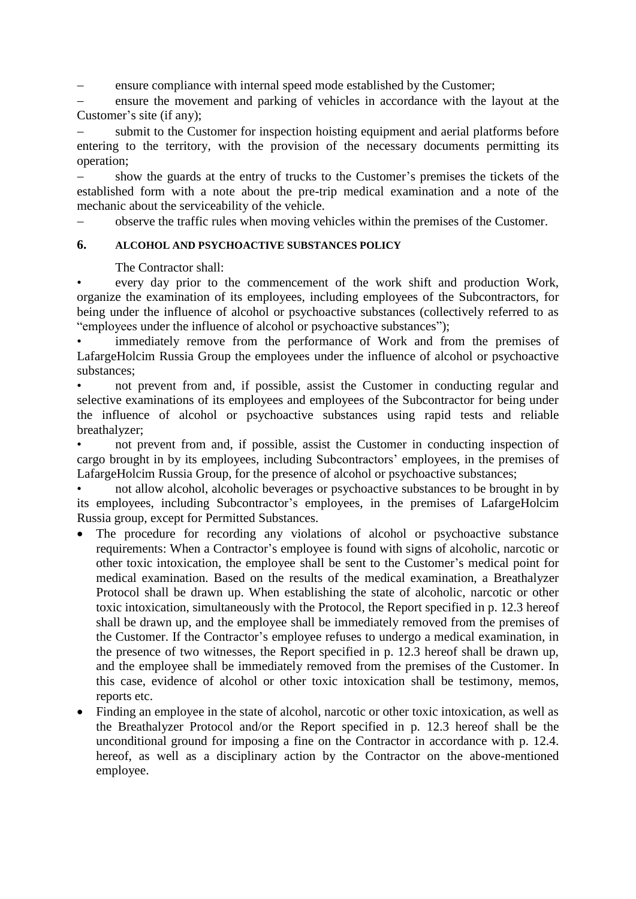- ensure compliance with internal speed mode established by the Customer;
- ensure the movement and parking of vehicles in accordance with the layout at the Customer's site (if any);
- submit to the Customer for inspection hoisting equipment and aerial platforms before entering to the territory, with the provision of the necessary documents permitting its operation;
- show the guards at the entry of trucks to the Customer's premises the tickets of the established form with a note about the pre-trip medical examination and a note of the mechanic about the serviceability of the vehicle.
- observe the traffic rules when moving vehicles within the premises of the Customer.

## 6. ALCOHOL AND PSYCHOACTIVE SUBSTANCES POLICY

The Contractor shall:

- every day prior to the commencement of the work shift and production Work, organize the examination of its employees, including employees of the Subcontractors, for being under the influence of alcohol or psychoactive substances (collectively referred to as "employees under the influence of alcohol or psychoactive substances");
- immediately remove from the performance of Work and from the premises of LafargeHolcim Russia Group the employees under the influence of alcohol or psychoactive substances;
- not prevent from and, if possible, assist the Customer in conducting regular and selective examinations of its employees and employees of the Subcontractor for being under the influence of alcohol or psychoactive substances using rapid tests and reliable breathalyzer;
- not prevent from and, if possible, assist the Customer in conducting inspection of cargo brought in by its employees, including Subcontractors' employees, in the premises of LafargeHolcim Russia Group, for the presence of alcohol or psychoactive substances;
- not allow alcohol, alcoholic beverages or psychoactive substances to be brought in by its employees, including Subcontractor's employees, in the premises of LafargeHolcim Russia group, except for Permitted Substances.

- The procedure for recording any violations of alcohol or psychoactive substance requirements: When a Contractor's employee is found with signs of alcoholic, narcotic or other toxic intoxication, the employee shall be sent to the Customer's medical point for medical examination. Based on the results of the medical examination, a Breathalyzer Protocol shall be drawn up. When establishing the state of alcoholic, narcotic or other toxic intoxication, simultaneously with the Protocol, the Report specified in p. 12.3 hereof shall be drawn up, and the employee shall be immediately removed from the premises of the Customer. If the Contractor's employee refuses to undergo a medical examination, in the presence of two witnesses, the Report specified in p. 12.3 hereof shall be drawn up, and the employee shall be immediately removed from the premises of the Customer. In this case, evidence of alcohol or other toxic intoxication shall be testimony, memos, reports etc.
- Finding an employee in the state of alcohol, narcotic or other toxic intoxication, as well as the Breathalyzer Protocol and/or the Report specified in p. 12.3 hereof shall be the unconditional ground for imposing a fine on the Contractor in accordance with p. 12.4. hereof, as well as a disciplinary action by the Contractor on the above-mentioned employee.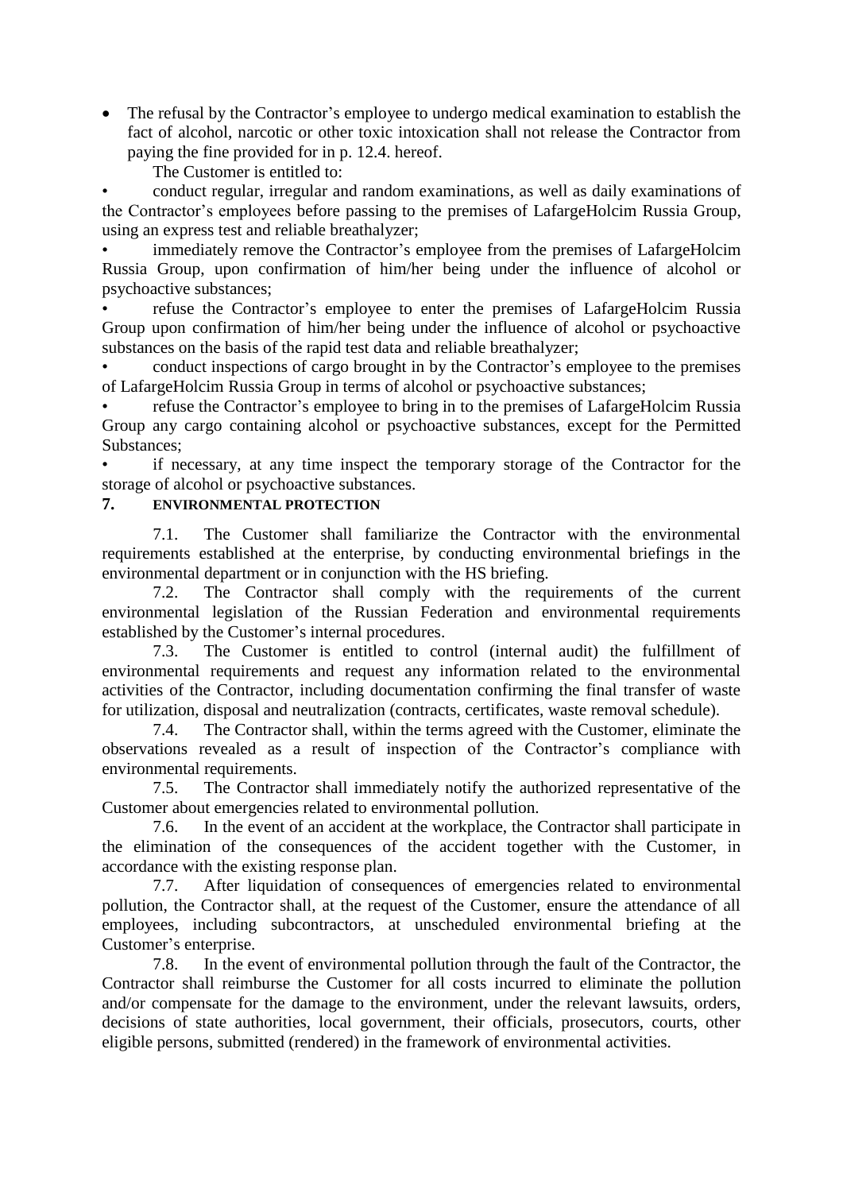- The refusal by the Contractor's employee to undergo medical examination to establish the fact of alcohol, narcotic or other toxic intoxication shall not release the Contractor from paying the fine provided for in p. 12.4. hereof.

The Customer is entitled to:

- conduct regular, irregular and random examinations, as well as daily examinations of the Contractor's employees before passing to the premises of LafargeHolcim Russia Group, using an express test and reliable breathalyzer;
- immediately remove the Contractor's employee from the premises of LafargeHolcim Russia Group, upon confirmation of him/her being under the influence of alcohol or psychoactive substances;
- refuse the Contractor's employee to enter the premises of LafargeHolcim Russia Group upon confirmation of him/her being under the influence of alcohol or psychoactive substances on the basis of the rapid test data and reliable breathalyzer;
- conduct inspections of cargo brought in by the Contractor's employee to the premises of LafargeHolcim Russia Group in terms of alcohol or psychoactive substances;
- refuse the Contractor's employee to bring in to the premises of LafargeHolcim Russia Group any cargo containing alcohol or psychoactive substances, except for the Permitted Substances;
- if necessary, at any time inspect the temporary storage of the Contractor for the storage of alcohol or psychoactive substances.

## 7. ENVIRONMENTAL PROTECTION

7.1. The Customer shall familiarize the Contractor with the environmental requirements established at the enterprise, by conducting environmental briefings in the environmental department or in conjunction with the HS briefing.

7.2. The Contractor shall comply with the requirements of the current environmental legislation of the Russian Federation and environmental requirements established by the Customer's internal procedures.

7.3. The Customer is entitled to control (internal audit) the fulfillment of environmental requirements and request any information related to the environmental activities of the Contractor, including documentation confirming the final transfer of waste for utilization, disposal and neutralization (contracts, certificates, waste removal schedule).

7.4. The Contractor shall, within the terms agreed with the Customer, eliminate the observations revealed as a result of inspection of the Contractor's compliance with environmental requirements.

7.5. The Contractor shall immediately notify the authorized representative of the Customer about emergencies related to environmental pollution.

7.6. In the event of an accident at the workplace, the Contractor shall participate in the elimination of the consequences of the accident together with the Customer, in accordance with the existing response plan.

7.7. After liquidation of consequences of emergencies related to environmental pollution, the Contractor shall, at the request of the Customer, ensure the attendance of all employees, including subcontractors, at unscheduled environmental briefing at the Customer's enterprise.

7.8. In the event of environmental pollution through the fault of the Contractor, the Contractor shall reimburse the Customer for all costs incurred to eliminate the pollution and/or compensate for the damage to the environment, under the relevant lawsuits, orders, decisions of state authorities, local government, their officials, prosecutors, courts, other eligible persons, submitted (rendered) in the framework of environmental activities.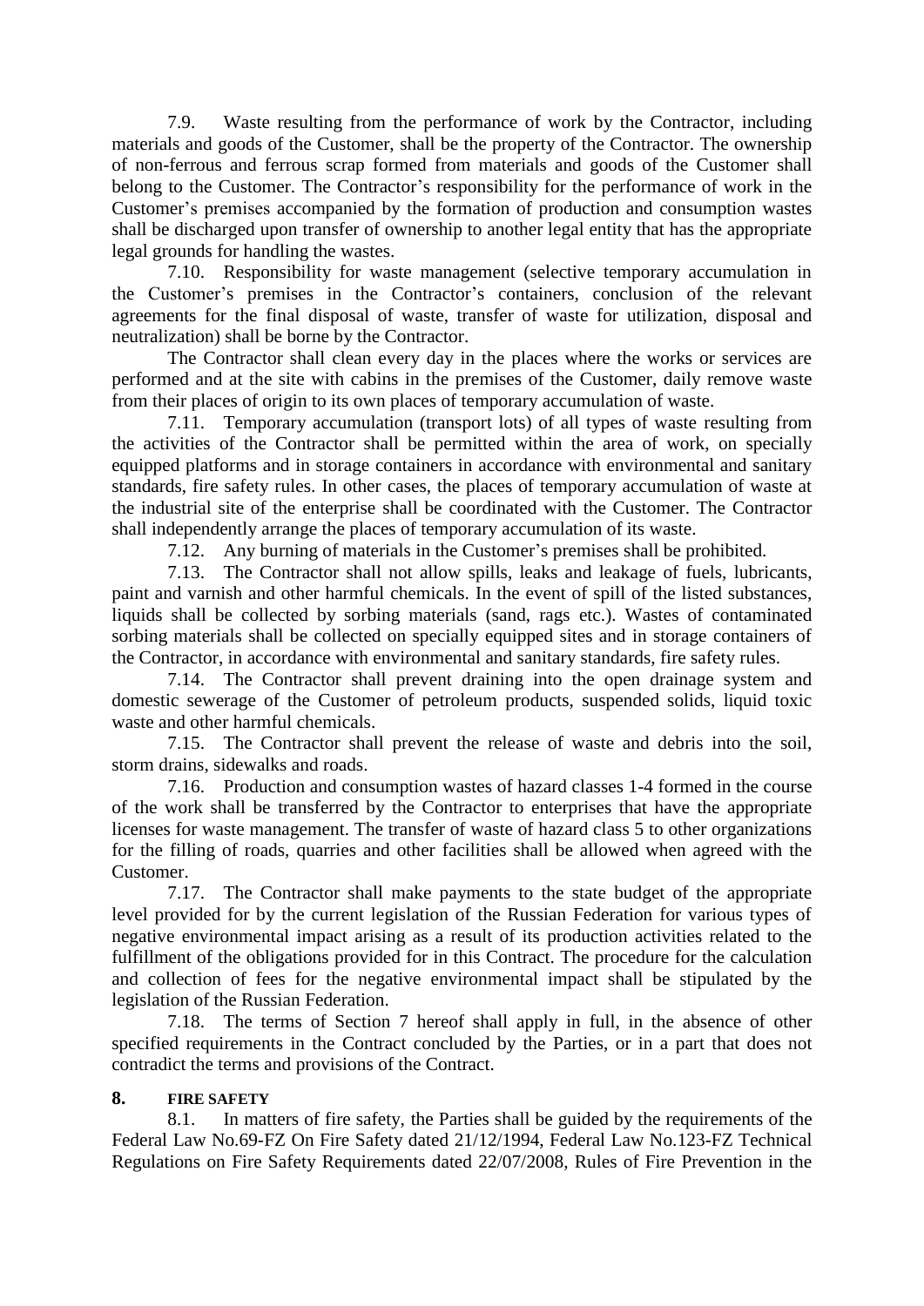7.9. Waste resulting from the performance of work by the Contractor, including materials and goods of the Customer, shall be the property of the Contractor. The ownership of non-ferrous and ferrous scrap formed from materials and goods of the Customer shall belong to the Customer. The Contractor's responsibility for the performance of work in the Customer's premises accompanied by the formation of production and consumption wastes shall be discharged upon transfer of ownership to another legal entity that has the appropriate legal grounds for handling the wastes.

7.10. Responsibility for waste management (selective temporary accumulation in the Customer's premises in the Contractor's containers, conclusion of the relevant agreements for the final disposal of waste, transfer of waste for utilization, disposal and neutralization) shall be borne by the Contractor.

The Contractor shall clean every day in the places where the works or services are performed and at the site with cabins in the premises of the Customer, daily remove waste from their places of origin to its own places of temporary accumulation of waste.

7.11. Temporary accumulation (transport lots) of all types of waste resulting from the activities of the Contractor shall be permitted within the area of work, on specially equipped platforms and in storage containers in accordance with environmental and sanitary standards, fire safety rules. In other cases, the places of temporary accumulation of waste at the industrial site of the enterprise shall be coordinated with the Customer. The Contractor shall independently arrange the places of temporary accumulation of its waste.

7.12. Any burning of materials in the Customer's premises shall be prohibited.

7.13. The Contractor shall not allow spills, leaks and leakage of fuels, lubricants, paint and varnish and other harmful chemicals. In the event of spill of the listed substances, liquids shall be collected by sorbing materials (sand, rags etc.). Wastes of contaminated sorbing materials shall be collected on specially equipped sites and in storage containers of the Contractor, in accordance with environmental and sanitary standards, fire safety rules.

7.14. The Contractor shall prevent draining into the open drainage system and domestic sewerage of the Customer of petroleum products, suspended solids, liquid toxic waste and other harmful chemicals.

7.15. The Contractor shall prevent the release of waste and debris into the soil, storm drains, sidewalks and roads.

7.16. Production and consumption wastes of hazard classes 1-4 formed in the course of the work shall be transferred by the Contractor to enterprises that have the appropriate licenses for waste management. The transfer of waste of hazard class 5 to other organizations for the filling of roads, quarries and other facilities shall be allowed when agreed with the Customer.

7.17. The Contractor shall make payments to the state budget of the appropriate level provided for by the current legislation of the Russian Federation for various types of negative environmental impact arising as a result of its production activities related to the fulfillment of the obligations provided for in this Contract. The procedure for the calculation and collection of fees for the negative environmental impact shall be stipulated by the legislation of the Russian Federation.

7.18. The terms of Section 7 hereof shall apply in full, in the absence of other specified requirements in the Contract concluded by the Parties, or in a part that does not contradict the terms and provisions of the Contract.

## 8. FIRE SAFETY

8.1. In matters of fire safety, the Parties shall be guided by the requirements of the Federal Law No.69-FZ On Fire Safety dated 21/12/1994, Federal Law No.123-FZ Technical Regulations on Fire Safety Requirements dated 22/07/2008, Rules of Fire Prevention in the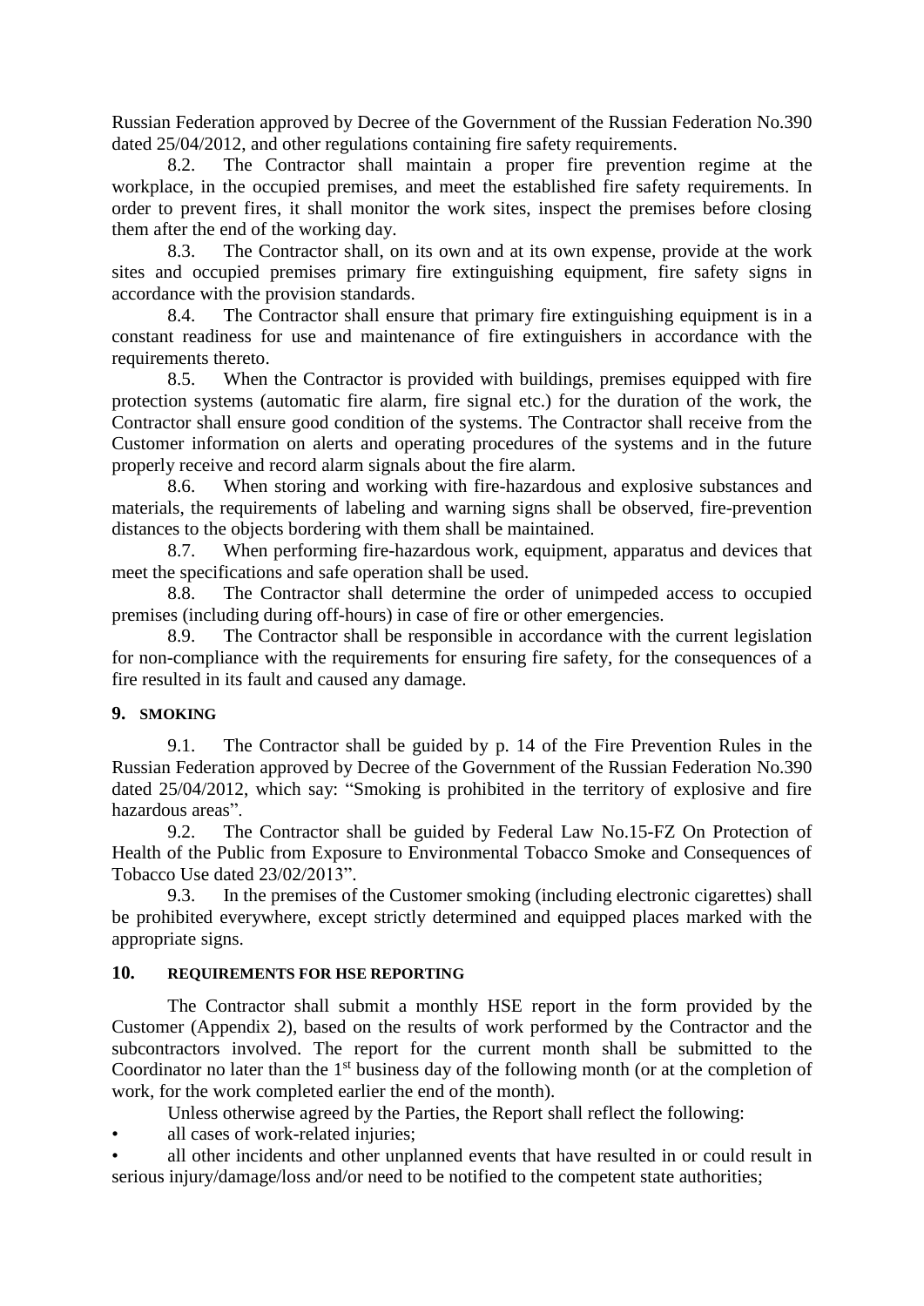Russian Federation approved by Decree of the Government of the Russian Federation No.390 dated 25/04/2012, and other regulations containing fire safety requirements.

8.2. The Contractor shall maintain a proper fire prevention regime at the workplace, in the occupied premises, and meet the established fire safety requirements. In order to prevent fires, it shall monitor the work sites, inspect the premises before closing them after the end of the working day.

8.3. The Contractor shall, on its own and at its own expense, provide at the work sites and occupied premises primary fire extinguishing equipment, fire safety signs in accordance with the provision standards.

8.4. The Contractor shall ensure that primary fire extinguishing equipment is in a constant readiness for use and maintenance of fire extinguishers in accordance with the requirements thereto.

8.5. When the Contractor is provided with buildings, premises equipped with fire protection systems (automatic fire alarm, fire signal etc.) for the duration of the work, the Contractor shall ensure good condition of the systems. The Contractor shall receive from the Customer information on alerts and operating procedures of the systems and in the future properly receive and record alarm signals about the fire alarm.

8.6. When storing and working with fire-hazardous and explosive substances and materials, the requirements of labeling and warning signs shall be observed, fire-prevention distances to the objects bordering with them shall be maintained.

8.7. When performing fire-hazardous work, equipment, apparatus and devices that meet the specifications and safe operation shall be used.

8.8. The Contractor shall determine the order of unimpeded access to occupied premises (including during off-hours) in case of fire or other emergencies.

8.9. The Contractor shall be responsible in accordance with the current legislation for non-compliance with the requirements for ensuring fire safety, for the consequences of a fire resulted in its fault and caused any damage.

## 9. SMOKING

9.1. The Contractor shall be guided by p. 14 of the Fire Prevention Rules in the Russian Federation approved by Decree of the Government of the Russian Federation No.390 dated 25/04/2012, which say: “Smoking is prohibited in the territory of explosive and fire hazardous areas”.

9.2. The Contractor shall be guided by Federal Law No.15-FZ On Protection of Health of the Public from Exposure to Environmental Tobacco Smoke and Consequences of Tobacco Use dated 23/02/2013”.

9.3. In the premises of the Customer smoking (including electronic cigarettes) shall be prohibited everywhere, except strictly determined and equipped places marked with the appropriate signs.

## 10. REQUIREMENTS FOR HSE REPORTING

The Contractor shall submit a monthly HSE report in the form provided by the Customer (Appendix 2), based on the results of work performed by the Contractor and the subcontractors involved. The report for the current month shall be submitted to the Coordinator no later than the 1st business day of the following month (or at the completion of work, for the work completed earlier the end of the month).

Unless otherwise agreed by the Parties, the Report shall reflect the following:

- all cases of work-related injuries;
- all other incidents and other unplanned events that have resulted in or could result in serious injury/damage/loss and/or need to be notified to the competent state authorities;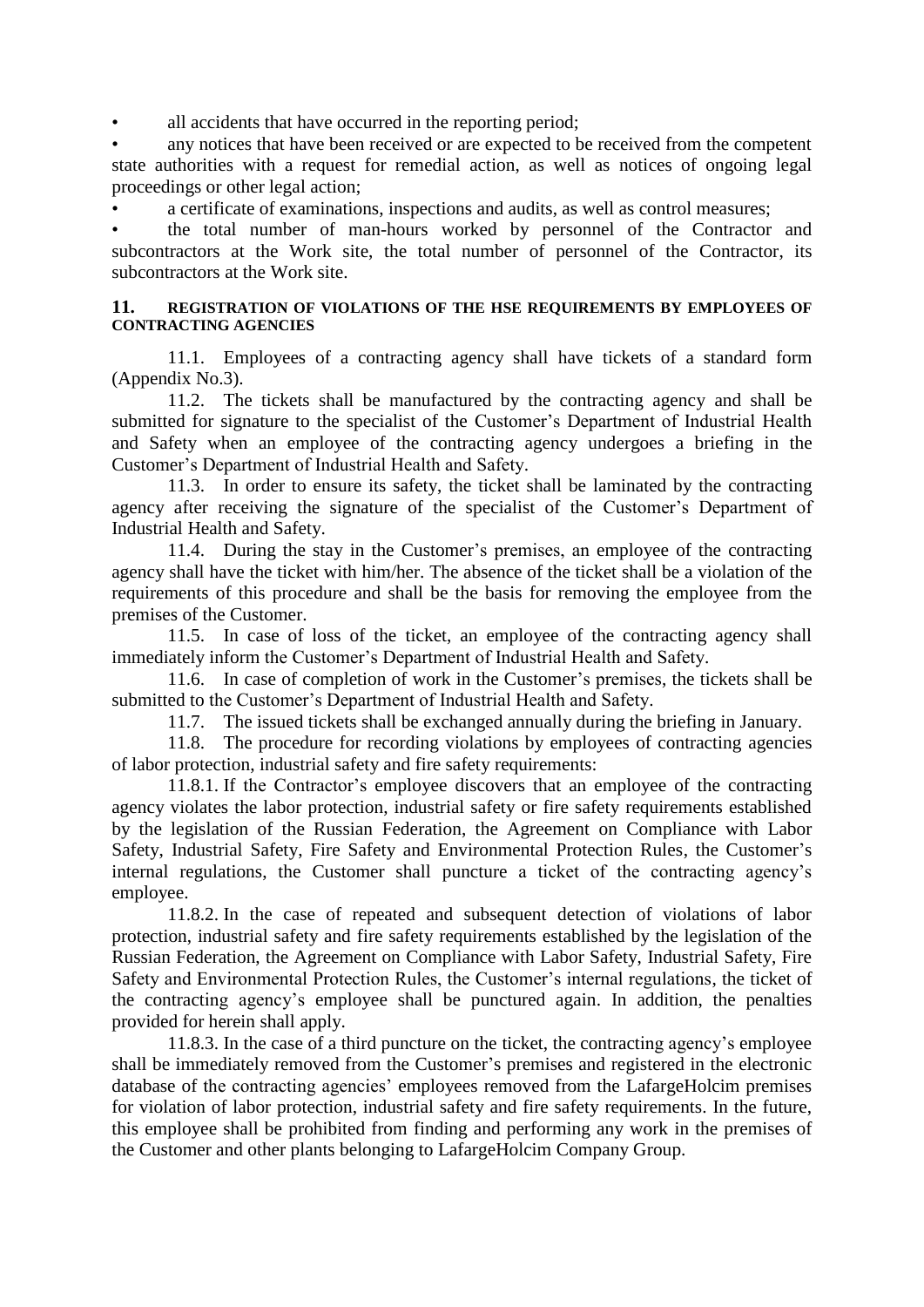- all accidents that have occurred in the reporting period;
- any notices that have been received or are expected to be received from the competent state authorities with a request for remedial action, as well as notices of ongoing legal proceedings or other legal action;
- a certificate of examinations, inspections and audits, as well as control measures;
- the total number of man-hours worked by personnel of the Contractor and subcontractors at the Work site, the total number of personnel of the Contractor, its subcontractors at the Work site.

## 11. REGISTRATION OF VIOLATIONS OF THE HSE REQUIREMENTS BY EMPLOYEES OF CONTRACTING AGENCIES

11.1. Employees of a contracting agency shall have tickets of a standard form (Appendix No.3).

11.2. The tickets shall be manufactured by the contracting agency and shall be submitted for signature to the specialist of the Customer's Department of Industrial Health and Safety when an employee of the contracting agency undergoes a briefing in the Customer's Department of Industrial Health and Safety.

11.3. In order to ensure its safety, the ticket shall be laminated by the contracting agency after receiving the signature of the specialist of the Customer's Department of Industrial Health and Safety.

11.4. During the stay in the Customer's premises, an employee of the contracting agency shall have the ticket with him/her. The absence of the ticket shall be a violation of the requirements of this procedure and shall be the basis for removing the employee from the premises of the Customer.

11.5. In case of loss of the ticket, an employee of the contracting agency shall immediately inform the Customer's Department of Industrial Health and Safety.

11.6. In case of completion of work in the Customer's premises, the tickets shall be submitted to the Customer's Department of Industrial Health and Safety.

11.7. The issued tickets shall be exchanged annually during the briefing in January.

11.8. The procedure for recording violations by employees of contracting agencies of labor protection, industrial safety and fire safety requirements:

11.8.1. If the Contractor's employee discovers that an employee of the contracting agency violates the labor protection, industrial safety or fire safety requirements established by the legislation of the Russian Federation, the Agreement on Compliance with Labor Safety, Industrial Safety, Fire Safety and Environmental Protection Rules, the Customer's internal regulations, the Customer shall puncture a ticket of the contracting agency's employee.

11.8.2. In the case of repeated and subsequent detection of violations of labor protection, industrial safety and fire safety requirements established by the legislation of the Russian Federation, the Agreement on Compliance with Labor Safety, Industrial Safety, Fire Safety and Environmental Protection Rules, the Customer's internal regulations, the ticket of the contracting agency's employee shall be punctured again. In addition, the penalties provided for herein shall apply.

11.8.3. In the case of a third puncture on the ticket, the contracting agency's employee shall be immediately removed from the Customer's premises and registered in the electronic database of the contracting agencies' employees removed from the LafargeHolcim premises for violation of labor protection, industrial safety and fire safety requirements. In the future, this employee shall be prohibited from finding and performing any work in the premises of the Customer and other plants belonging to LafargeHolcim Company Group.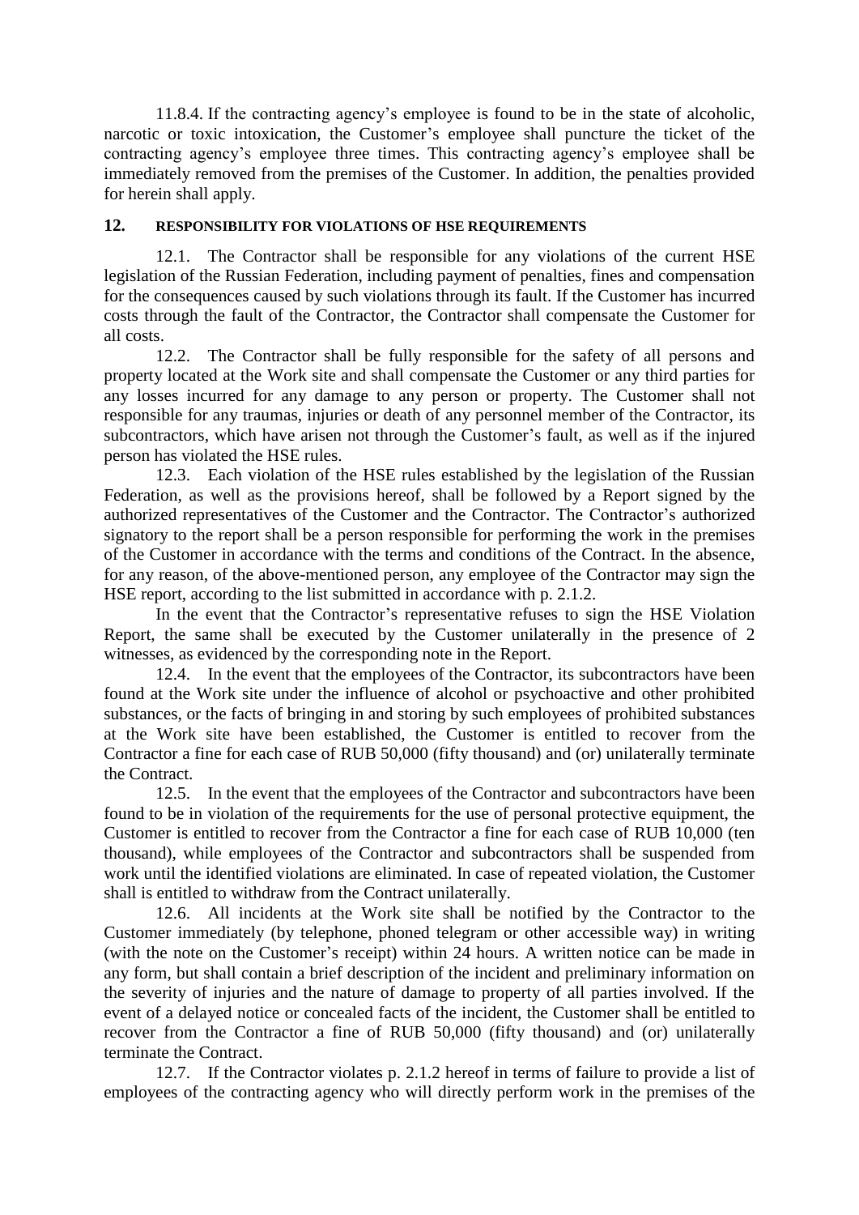11.8.4. If the contracting agency's employee is found to be in the state of alcoholic, narcotic or toxic intoxication, the Customer's employee shall puncture the ticket of the contracting agency's employee three times. This contracting agency's employee shall be immediately removed from the premises of the Customer. In addition, the penalties provided for herein shall apply.

## 12. RESPONSIBILITY FOR VIOLATIONS OF HSE REQUIREMENTS

12.1. The Contractor shall be responsible for any violations of the current HSE legislation of the Russian Federation, including payment of penalties, fines and compensation for the consequences caused by such violations through its fault. If the Customer has incurred costs through the fault of the Contractor, the Contractor shall compensate the Customer for all costs.

12.2. The Contractor shall be fully responsible for the safety of all persons and property located at the Work site and shall compensate the Customer or any third parties for any losses incurred for any damage to any person or property. The Customer shall not responsible for any traumas, injuries or death of any personnel member of the Contractor, its subcontractors, which have arisen not through the Customer's fault, as well as if the injured person has violated the HSE rules.

12.3. Each violation of the HSE rules established by the legislation of the Russian Federation, as well as the provisions hereof, shall be followed by a Report signed by the authorized representatives of the Customer and the Contractor. The Contractor's authorized signatory to the report shall be a person responsible for performing the work in the premises of the Customer in accordance with the terms and conditions of the Contract. In the absence, for any reason, of the above-mentioned person, any employee of the Contractor may sign the HSE report, according to the list submitted in accordance with p. 2.1.2.

In the event that the Contractor's representative refuses to sign the HSE Violation Report, the same shall be executed by the Customer unilaterally in the presence of 2 witnesses, as evidenced by the corresponding note in the Report.

12.4. In the event that the employees of the Contractor, its subcontractors have been found at the Work site under the influence of alcohol or psychoactive and other prohibited substances, or the facts of bringing in and storing by such employees of prohibited substances at the Work site have been established, the Customer is entitled to recover from the Contractor a fine for each case of RUB 50,000 (fifty thousand) and (or) unilaterally terminate the Contract.

12.5. In the event that the employees of the Contractor and subcontractors have been found to be in violation of the requirements for the use of personal protective equipment, the Customer is entitled to recover from the Contractor a fine for each case of RUB 10,000 (ten thousand), while employees of the Contractor and subcontractors shall be suspended from work until the identified violations are eliminated. In case of repeated violation, the Customer shall is entitled to withdraw from the Contract unilaterally.

12.6. All incidents at the Work site shall be notified by the Contractor to the Customer immediately (by telephone, phoned telegram or other accessible way) in writing (with the note on the Customer's receipt) within 24 hours. A written notice can be made in any form, but shall contain a brief description of the incident and preliminary information on the severity of injuries and the nature of damage to property of all parties involved. If the event of a delayed notice or concealed facts of the incident, the Customer shall be entitled to recover from the Contractor a fine of RUB 50,000 (fifty thousand) and (or) unilaterally terminate the Contract.

12.7. If the Contractor violates p. 2.1.2 hereof in terms of failure to provide a list of employees of the contracting agency who will directly perform work in the premises of the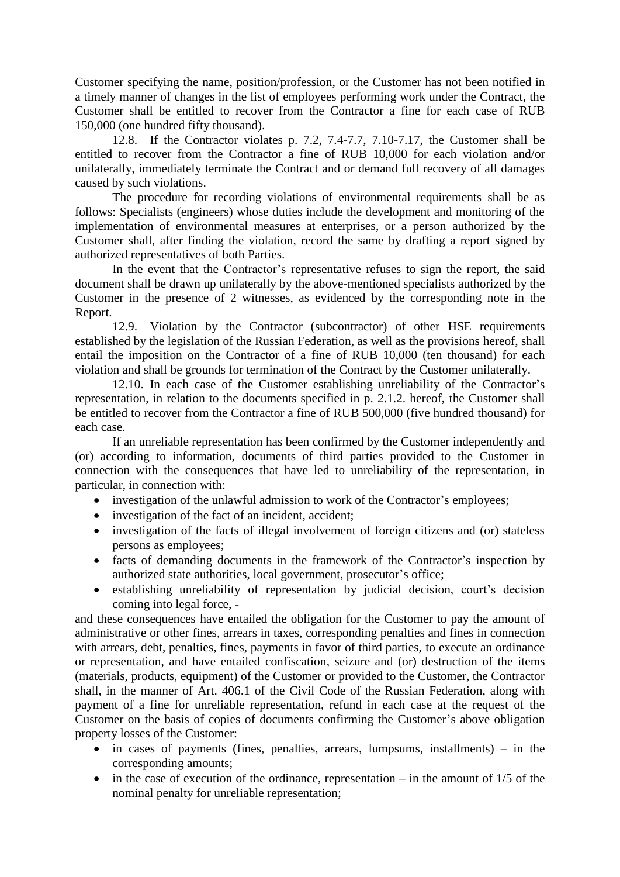Customer specifying the name, position/profession, or the Customer has not been notified in a timely manner of changes in the list of employees performing work under the Contract, the Customer shall be entitled to recover from the Contractor a fine for each case of RUB 150,000 (one hundred fifty thousand).

12.8. If the Contractor violates p. 7.2, 7.4-7.7, 7.10-7.17, the Customer shall be entitled to recover from the Contractor a fine of RUB 10,000 for each violation and/or unilaterally, immediately terminate the Contract and or demand full recovery of all damages caused by such violations.

The procedure for recording violations of environmental requirements shall be as follows: Specialists (engineers) whose duties include the development and monitoring of the implementation of environmental measures at enterprises, or a person authorized by the Customer shall, after finding the violation, record the same by drafting a report signed by authorized representatives of both Parties.

In the event that the Contractor's representative refuses to sign the report, the said document shall be drawn up unilaterally by the above-mentioned specialists authorized by the Customer in the presence of 2 witnesses, as evidenced by the corresponding note in the Report.

12.9. Violation by the Contractor (subcontractor) of other HSE requirements established by the legislation of the Russian Federation, as well as the provisions hereof, shall entail the imposition on the Contractor of a fine of RUB 10,000 (ten thousand) for each violation and shall be grounds for termination of the Contract by the Customer unilaterally.

12.10. In each case of the Customer establishing unreliability of the Contractor's representation, in relation to the documents specified in p. 2.1.2. hereof, the Customer shall be entitled to recover from the Contractor a fine of RUB 500,000 (five hundred thousand) for each case.

If an unreliable representation has been confirmed by the Customer independently and (or) according to information, documents of third parties provided to the Customer in connection with the consequences that have led to unreliability of the representation, in particular, in connection with:

- investigation of the unlawful admission to work of the Contractor's employees;
- investigation of the fact of an incident, accident;
- investigation of the facts of illegal involvement of foreign citizens and (or) stateless persons as employees;
- facts of demanding documents in the framework of the Contractor's inspection by authorized state authorities, local government, prosecutor's office;
- establishing unreliability of representation by judicial decision, court's decision coming into legal force, -

and these consequences have entailed the obligation for the Customer to pay the amount of administrative or other fines, arrears in taxes, corresponding penalties and fines in connection with arrears, debt, penalties, fines, payments in favor of third parties, to execute an ordinance or representation, and have entailed confiscation, seizure and (or) destruction of the items (materials, products, equipment) of the Customer or provided to the Customer, the Contractor shall, in the manner of Art. 406.1 of the Civil Code of the Russian Federation, along with payment of a fine for unreliable representation, refund in each case at the request of the Customer on the basis of copies of documents confirming the Customer's above obligation property losses of the Customer:

- in cases of payments (fines, penalties, arrears, lumpsums, installments) – in the corresponding amounts;
- in the case of execution of the ordinance, representation – in the amount of 1/5 of the nominal penalty for unreliable representation;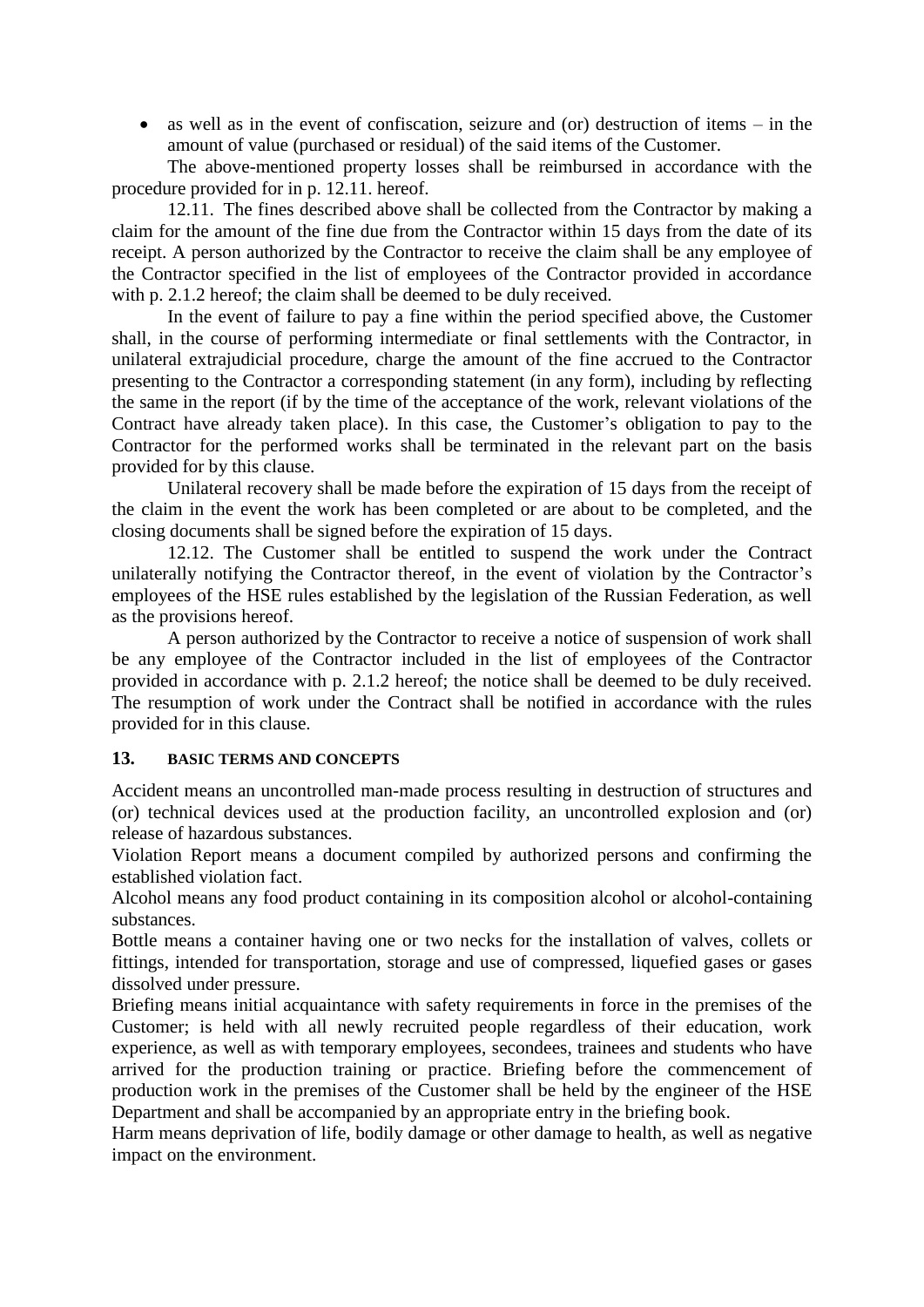- as well as in the event of confiscation, seizure and (or) destruction of items – in the amount of value (purchased or residual) of the said items of the Customer.

The above-mentioned property losses shall be reimbursed in accordance with the procedure provided for in p. 12.11. hereof.

12.11. The fines described above shall be collected from the Contractor by making a claim for the amount of the fine due from the Contractor within 15 days from the date of its receipt. A person authorized by the Contractor to receive the claim shall be any employee of the Contractor specified in the list of employees of the Contractor provided in accordance with p. 2.1.2 hereof; the claim shall be deemed to be duly received.

In the event of failure to pay a fine within the period specified above, the Customer shall, in the course of performing intermediate or final settlements with the Contractor, in unilateral extrajudicial procedure, charge the amount of the fine accrued to the Contractor presenting to the Contractor a corresponding statement (in any form), including by reflecting the same in the report (if by the time of the acceptance of the work, relevant violations of the Contract have already taken place). In this case, the Customer's obligation to pay to the Contractor for the performed works shall be terminated in the relevant part on the basis provided for by this clause.

Unilateral recovery shall be made before the expiration of 15 days from the receipt of the claim in the event the work has been completed or are about to be completed, and the closing documents shall be signed before the expiration of 15 days.

12.12. The Customer shall be entitled to suspend the work under the Contract unilaterally notifying the Contractor thereof, in the event of violation by the Contractor's employees of the HSE rules established by the legislation of the Russian Federation, as well as the provisions hereof.

A person authorized by the Contractor to receive a notice of suspension of work shall be any employee of the Contractor included in the list of employees of the Contractor provided in accordance with p. 2.1.2 hereof; the notice shall be deemed to be duly received. The resumption of work under the Contract shall be notified in accordance with the rules provided for in this clause.

## 13. BASIC TERMS AND CONCEPTS

Accident means an uncontrolled man-made process resulting in destruction of structures and (or) technical devices used at the production facility, an uncontrolled explosion and (or) release of hazardous substances.

Violation Report means a document compiled by authorized persons and confirming the established violation fact.

Alcohol means any food product containing in its composition alcohol or alcohol-containing substances.

Bottle means a container having one or two necks for the installation of valves, collets or fittings, intended for transportation, storage and use of compressed, liquefied gases or gases dissolved under pressure.

Briefing means initial acquaintance with safety requirements in force in the premises of the Customer; is held with all newly recruited people regardless of their education, work experience, as well as with temporary employees, secondees, trainees and students who have arrived for the production training or practice. Briefing before the commencement of production work in the premises of the Customer shall be held by the engineer of the HSE Department and shall be accompanied by an appropriate entry in the briefing book.

Harm means deprivation of life, bodily damage or other damage to health, as well as negative impact on the environment.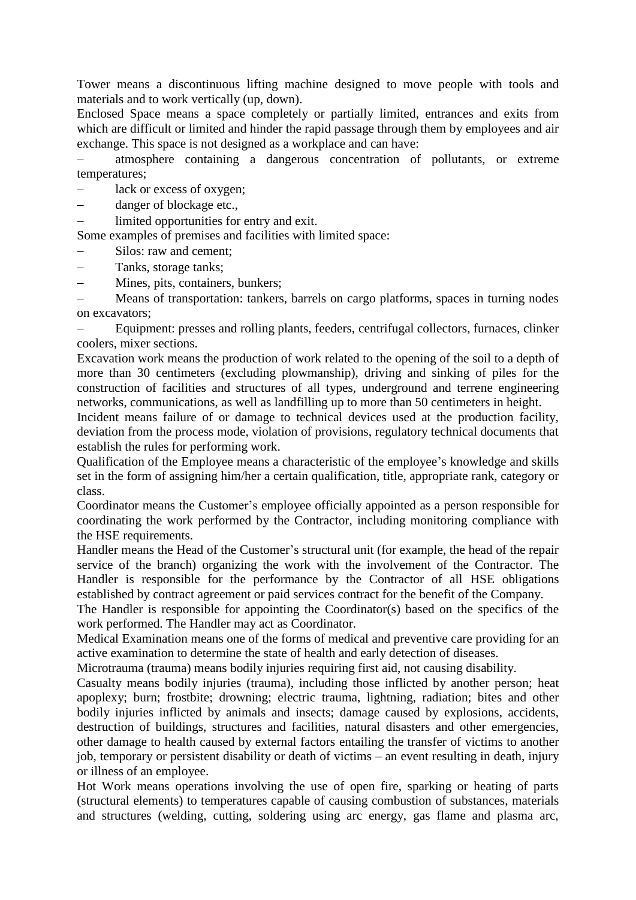Tower means a discontinuous lifting machine designed to move people with tools and materials and to work vertically (up, down).

Enclosed Space means a space completely or partially limited, entrances and exits from which are difficult or limited and hinder the rapid passage through them by employees and air exchange. This space is not designed as a workplace and can have:

- atmosphere containing a dangerous concentration of pollutants, or extreme temperatures;
- lack or excess of oxygen;
- danger of blockage etc.,
- limited opportunities for entry and exit.

Some examples of premises and facilities with limited space:

- Silos: raw and cement;
- Tanks, storage tanks;
- Mines, pits, containers, bunkers;
- Means of transportation: tankers, barrels on cargo platforms, spaces in turning nodes on excavators;
- Equipment: presses and rolling plants, feeders, centrifugal collectors, furnaces, clinker coolers, mixer sections.

Excavation work means the production of work related to the opening of the soil to a depth of more than 30 centimeters (excluding plowmanship), driving and sinking of piles for the construction of facilities and structures of all types, underground and terrene engineering networks, communications, as well as landfilling up to more than 50 centimeters in height.

Incident means failure of or damage to technical devices used at the production facility, deviation from the process mode, violation of provisions, regulatory technical documents that establish the rules for performing work.

Qualification of the Employee means a characteristic of the employee's knowledge and skills set in the form of assigning him/her a certain qualification, title, appropriate rank, category or class.

Coordinator means the Customer's employee officially appointed as a person responsible for coordinating the work performed by the Contractor, including monitoring compliance with the HSE requirements.

Handler means the Head of the Customer's structural unit (for example, the head of the repair service of the branch) organizing the work with the involvement of the Contractor. The Handler is responsible for the performance by the Contractor of all HSE obligations established by contract agreement or paid services contract for the benefit of the Company.

The Handler is responsible for appointing the Coordinator(s) based on the specifics of the work performed. The Handler may act as Coordinator.

Medical Examination means one of the forms of medical and preventive care providing for an active examination to determine the state of health and early detection of diseases.

Microtrauma (trauma) means bodily injuries requiring first aid, not causing disability.

Casualty means bodily injuries (trauma), including those inflicted by another person; heat apoplexy; burn; frostbite; drowning; electric trauma, lightning, radiation; bites and other bodily injuries inflicted by animals and insects; damage caused by explosions, accidents, destruction of buildings, structures and facilities, natural disasters and other emergencies, other damage to health caused by external factors entailing the transfer of victims to another job, temporary or persistent disability or death of victims – an event resulting in death, injury or illness of an employee.

Hot Work means operations involving the use of open fire, sparking or heating of parts (structural elements) to temperatures capable of causing combustion of substances, materials and structures (welding, cutting, soldering using arc energy, gas flame and plasma arc,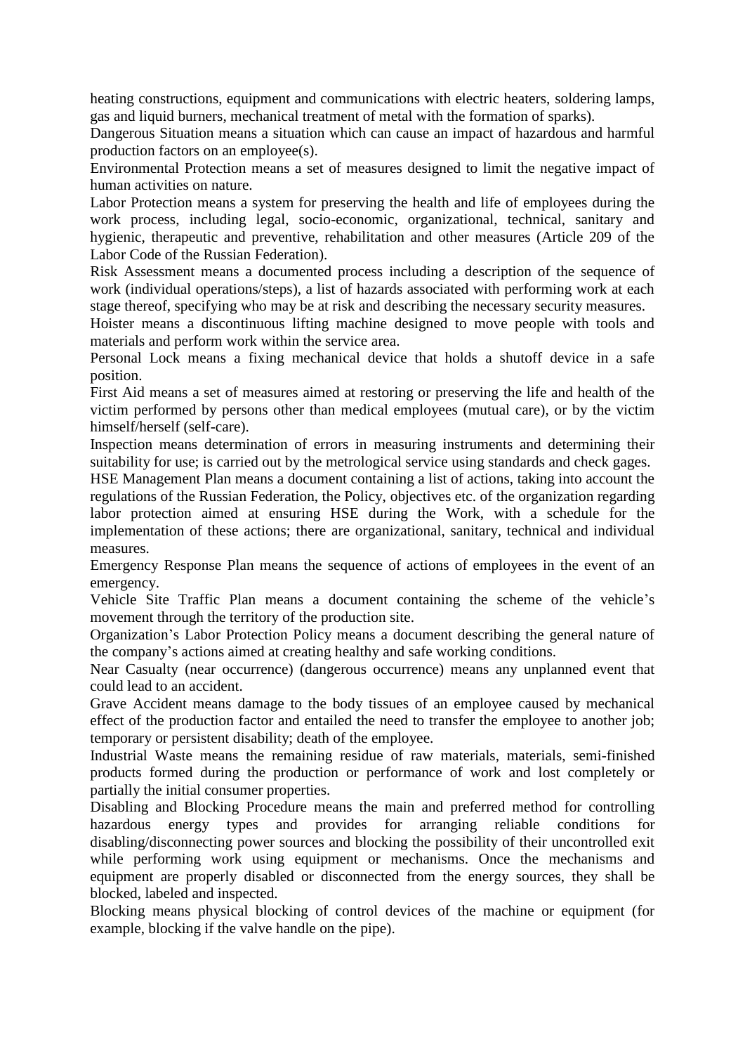heating constructions, equipment and communications with electric heaters, soldering lamps, gas and liquid burners, mechanical treatment of metal with the formation of sparks).

Dangerous Situation means a situation which can cause an impact of hazardous and harmful production factors on an employee(s).

Environmental Protection means a set of measures designed to limit the negative impact of human activities on nature.

Labor Protection means a system for preserving the health and life of employees during the work process, including legal, socio-economic, organizational, technical, sanitary and hygienic, therapeutic and preventive, rehabilitation and other measures (Article 209 of the Labor Code of the Russian Federation).

Risk Assessment means a documented process including a description of the sequence of work (individual operations/steps), a list of hazards associated with performing work at each stage thereof, specifying who may be at risk and describing the necessary security measures.

Hoister means a discontinuous lifting machine designed to move people with tools and materials and perform work within the service area.

Personal Lock means a fixing mechanical device that holds a shutoff device in a safe position.

First Aid means a set of measures aimed at restoring or preserving the life and health of the victim performed by persons other than medical employees (mutual care), or by the victim himself/herself (self-care).

Inspection means determination of errors in measuring instruments and determining their suitability for use; is carried out by the metrological service using standards and check gages.

HSE Management Plan means a document containing a list of actions, taking into account the regulations of the Russian Federation, the Policy, objectives etc. of the organization regarding labor protection aimed at ensuring HSE during the Work, with a schedule for the implementation of these actions; there are organizational, sanitary, technical and individual measures.

Emergency Response Plan means the sequence of actions of employees in the event of an emergency.

Vehicle Site Traffic Plan means a document containing the scheme of the vehicle's movement through the territory of the production site.

Organization's Labor Protection Policy means a document describing the general nature of the company's actions aimed at creating healthy and safe working conditions.

Near Casualty (near occurrence) (dangerous occurrence) means any unplanned event that could lead to an accident.

Grave Accident means damage to the body tissues of an employee caused by mechanical effect of the production factor and entailed the need to transfer the employee to another job; temporary or persistent disability; death of the employee.

Industrial Waste means the remaining residue of raw materials, materials, semi-finished products formed during the production or performance of work and lost completely or partially the initial consumer properties.

Disabling and Blocking Procedure means the main and preferred method for controlling hazardous energy types and provides for arranging reliable conditions for disabling/disconnecting power sources and blocking the possibility of their uncontrolled exit while performing work using equipment or mechanisms. Once the mechanisms and equipment are properly disabled or disconnected from the energy sources, they shall be blocked, labeled and inspected.

Blocking means physical blocking of control devices of the machine or equipment (for example, blocking if the valve handle on the pipe).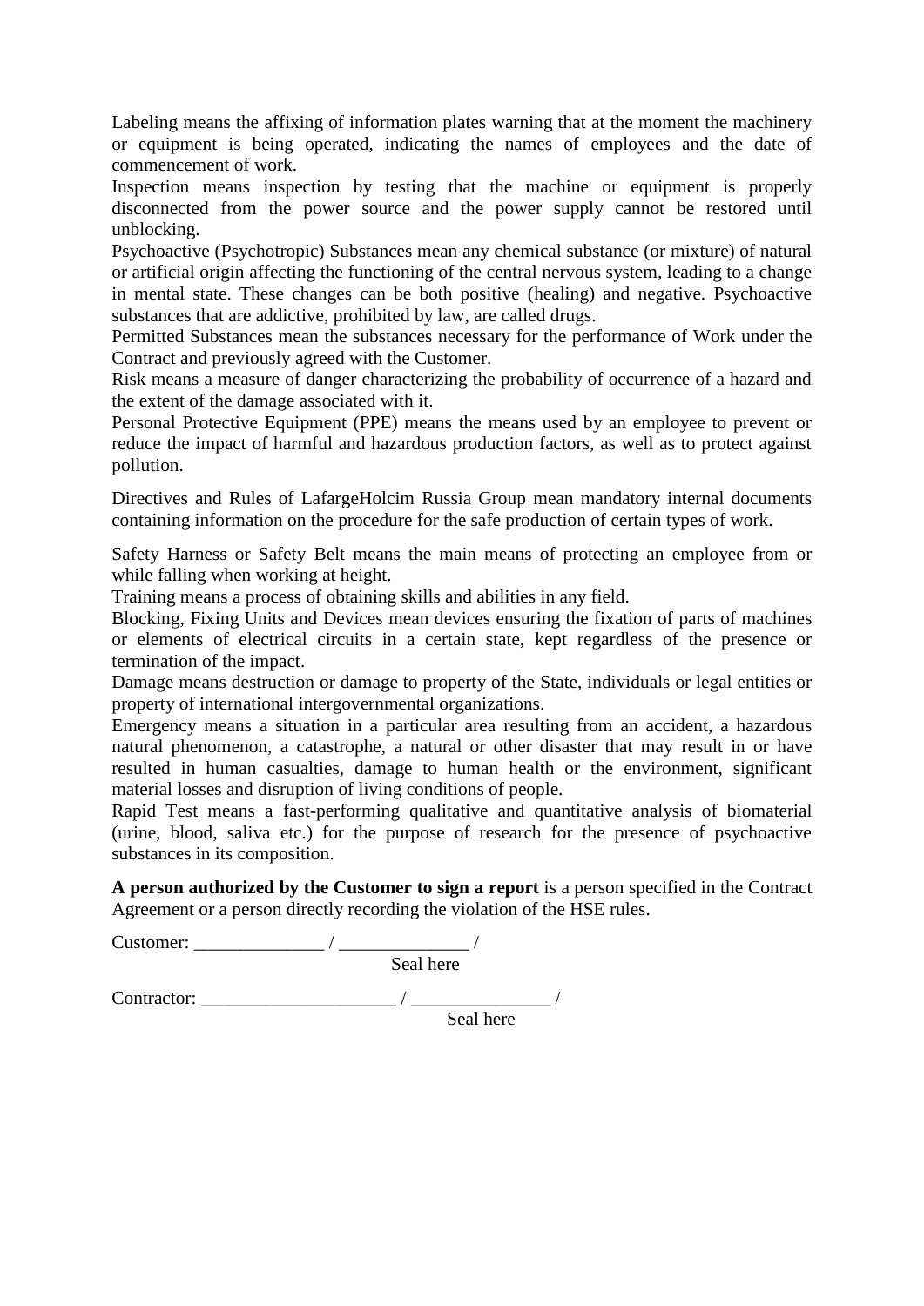Labeling means the affixing of information plates warning that at the moment the machinery or equipment is being operated, indicating the names of employees and the date of commencement of work.

Inspection means inspection by testing that the machine or equipment is properly disconnected from the power source and the power supply cannot be restored until unblocking.

Psychoactive (Psychotropic) Substances mean any chemical substance (or mixture) of natural or artificial origin affecting the functioning of the central nervous system, leading to a change in mental state. These changes can be both positive (healing) and negative. Psychoactive substances that are addictive, prohibited by law, are called drugs.

Permitted Substances mean the substances necessary for the performance of Work under the Contract and previously agreed with the Customer.

Risk means a measure of danger characterizing the probability of occurrence of a hazard and the extent of the damage associated with it.

Personal Protective Equipment (PPE) means the means used by an employee to prevent or reduce the impact of harmful and hazardous production factors, as well as to protect against pollution.

Directives and Rules of LafargeHolcim Russia Group mean mandatory internal documents containing information on the procedure for the safe production of certain types of work.

Safety Harness or Safety Belt means the main means of protecting an employee from or while falling when working at height.

Training means a process of obtaining skills and abilities in any field.

Blocking, Fixing Units and Devices mean devices ensuring the fixation of parts of machines or elements of electrical circuits in a certain state, kept regardless of the presence or termination of the impact.

Damage means destruction or damage to property of the State, individuals or legal entities or property of international intergovernmental organizations.

Emergency means a situation in a particular area resulting from an accident, a hazardous natural phenomenon, a catastrophe, a natural or other disaster that may result in or have resulted in human casualties, damage to human health or the environment, significant material losses and disruption of living conditions of people.

Rapid Test means a fast-performing qualitative and quantitative analysis of biomaterial (urine, blood, saliva etc.) for the purpose of research for the presence of psychoactive substances in its composition.

**A person authorized by the Customer to sign a report** is a person specified in the Contract Agreement or a person directly recording the violation of the HSE rules.

Customer: ______________ / ______________ /
Seal here

Contractor: _____________________ / _______________ /
Seal here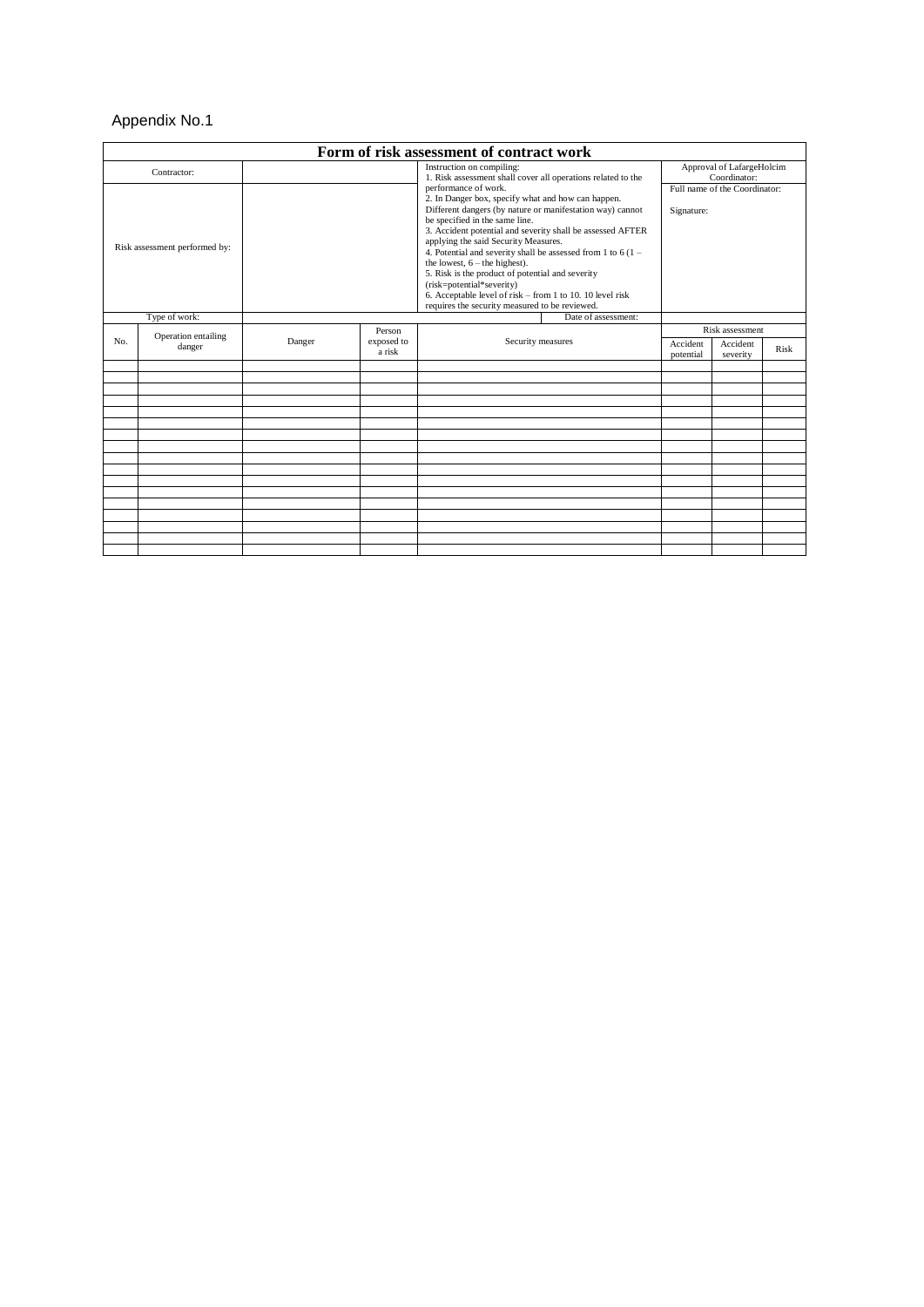Appendix No.1

| **Form of risk assessment of contract work** | | | | | | | |
|---|---|---|---|---|---|---|---|
| Contractor: | | | Instruction on compiling:<br>1. Risk assessment shall cover all operations related to the performance of work.<br>2. In Danger box, specify what and how can happen. Different dangers (by nature or manifestation way) cannot be specified in the same line.<br>3. Accident potential and severity shall be assessed AFTER applying the said Security Measures.<br>4. Potential and severity shall be assessed from 1 to 6 (1 – the lowest, 6 – the highest).<br>5. Risk is the product of potential and severity (risk=potential*severity)<br>6. Acceptable level of risk – from 1 to 10. 10 level risk requires the security measured to be reviewed. | Approval of LafargeHolcim Coordinator: | | |
| Risk assessment performed by: | | | | Full name of the Coordinator:<br><br>Signature: | | |
| Type of work: | | | Date of assessment: | | | |
| No. | Operation entailing danger | Danger | Person exposed to a risk | Security measures | Risk assessment | | |
| | | | | | Accident potential | Accident severity | Risk |
| | | | | | | | |
| | | | | | | | |
| | | | | | | | |
| | | | | | | | |
| | | | | | | | |
| | | | | | | | |
| | | | | | | | |
| | | | | | | | |
| | | | | | | | |
| | | | | | | | |
| | | | | | | | |
| | | | | | | | |
| | | | | | | | |
| | | | | | | | |
| | | | | | | | |
| | | | | | | | |
| | | | | | | | |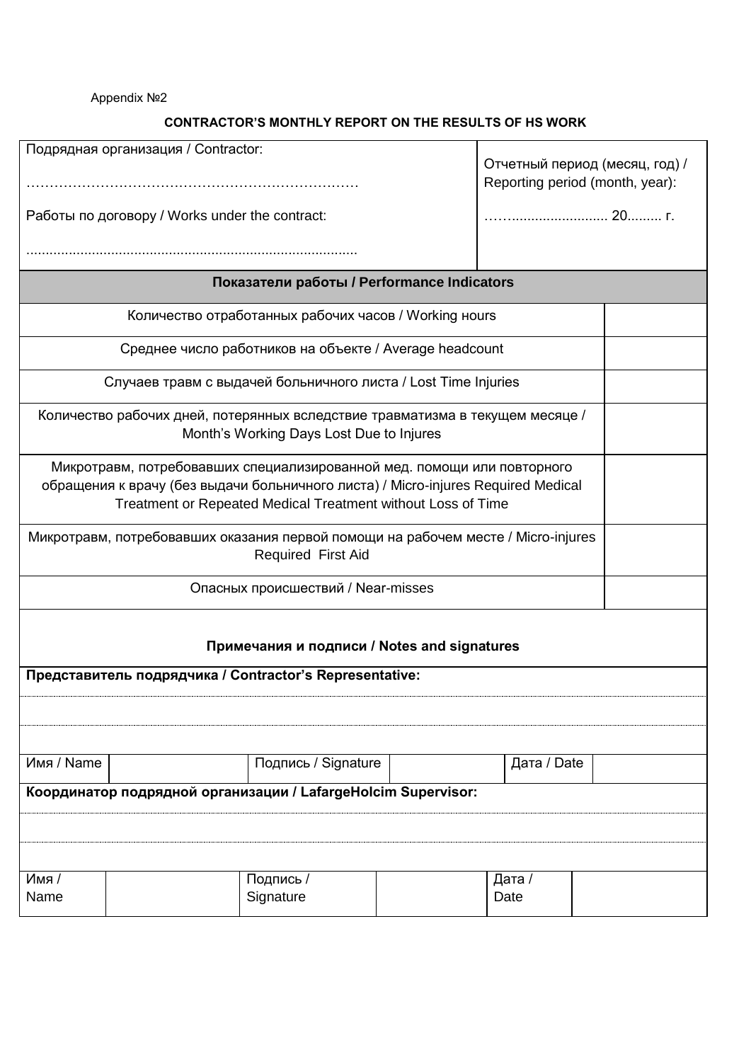Appendix №2

**CONTRACTOR'S MONTHLY REPORT ON THE RESULTS OF HS WORK**

| Подрядная организация / Contractor:<br><br>………………………………………………………………<br><br>Работы по договору / Works under the contract:<br><br>..................................................................................... | Отчетный период (месяц, год) / Reporting period (month, year):<br><br>……........................ 20......... г. |
|---|---|

| **Показатели работы / Performance Indicators** | |
|---|---|
| Количество отработанных рабочих часов / Working hours | |
| Среднее число работников на объекте / Average headcount | |
| Случаев травм с выдачей больничного листа / Lost Time Injuries | |
| Количество рабочих дней, потерянных вследствие травматизма в текущем месяце / Month's Working Days Lost Due to Injures | |
| Микротравм, потребовавших специализированной мед. помощи или повторного обращения к врачу (без выдачи больничного листа) / Micro-injures Required Medical Treatment or Repeated Medical Treatment without Loss of Time | |
| Микротравм, потребовавших оказания первой помощи на рабочем месте / Micro-injures Required First Aid | |
| Опасных происшествий / Near-misses | |

**Примечания и подписи / Notes and signatures**

**Представитель подрядчика / Contractor's Representative:**

| Имя / Name | | Подпись / Signature | | Дата / Date | |
|---|---|---|---|---|---|

**Координатор подрядной организации / LafargeHolcim Supervisor:**

| Имя / Name | | Подпись / Signature | | Дата / Date | |
|---|---|---|---|---|---|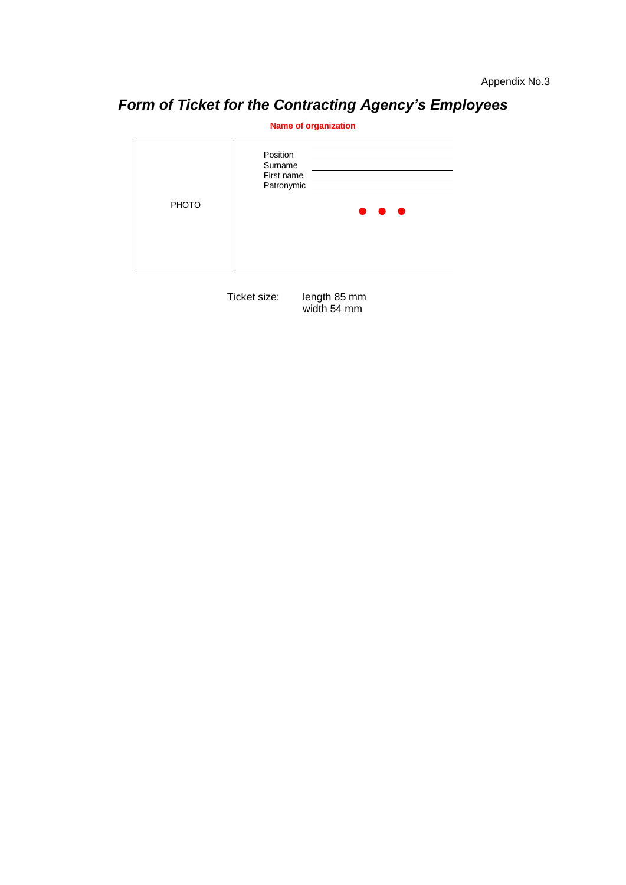Appendix No.3

# ***Form of Ticket for the Contracting Agency's Employees***

**Name of organization**

| | |
|---|---|
| PHOTO | Position \_\_\_\_\_\_\_\_\_\_\_\_\_\_\_\_<br>Surname \_\_\_\_\_\_\_\_\_\_\_\_\_\_\_\_<br>First name \_\_\_\_\_\_\_\_\_\_\_\_\_\_\_\_<br>Patronymic \_\_\_\_\_\_\_\_\_\_\_\_\_\_\_\_<br>● ● ● |

Ticket size: length 85 mm
width 54 mm